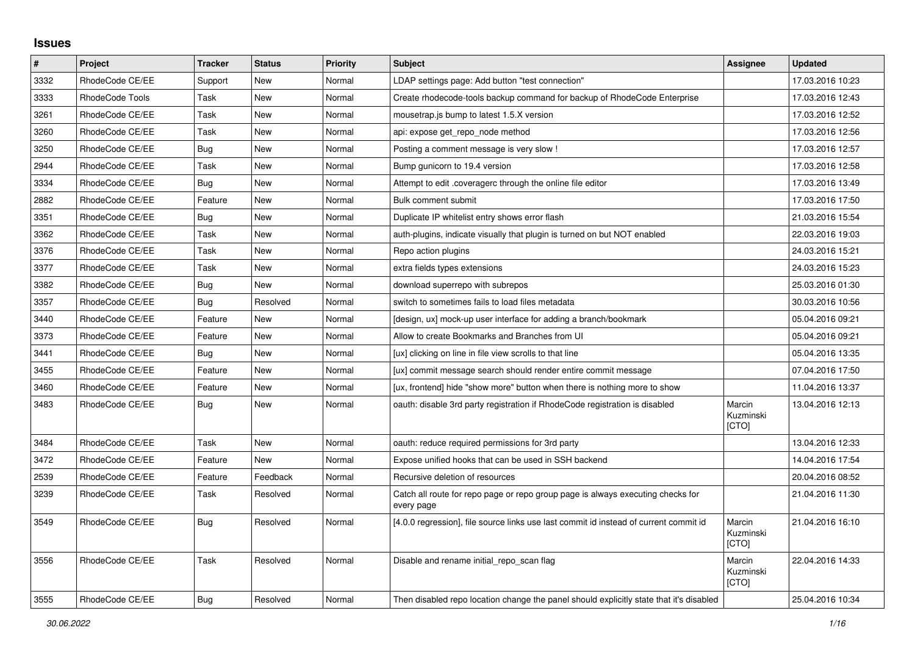## Issues

| # | Project | Tracker | Status | Priority | Subject | Assignee | Updated |
|---|---|---|---|---|---|---|---|
| 3332 | RhodeCode CE/EE | Support | New | Normal | LDAP settings page: Add button "test connection" | | 17.03.2016 10:23 |
| 3333 | RhodeCode Tools | Task | New | Normal | Create rhodecode-tools backup command for backup of RhodeCode Enterprise | | 17.03.2016 12:43 |
| 3261 | RhodeCode CE/EE | Task | New | Normal | mousetrap.js bump to latest 1.5.X version | | 17.03.2016 12:52 |
| 3260 | RhodeCode CE/EE | Task | New | Normal | api: expose get_repo_node method | | 17.03.2016 12:56 |
| 3250 | RhodeCode CE/EE | Bug | New | Normal | Posting a comment message is very slow ! | | 17.03.2016 12:57 |
| 2944 | RhodeCode CE/EE | Task | New | Normal | Bump gunicorn to 19.4 version | | 17.03.2016 12:58 |
| 3334 | RhodeCode CE/EE | Bug | New | Normal | Attempt to edit .coveragerc through the online file editor | | 17.03.2016 13:49 |
| 2882 | RhodeCode CE/EE | Feature | New | Normal | Bulk comment submit | | 17.03.2016 17:50 |
| 3351 | RhodeCode CE/EE | Bug | New | Normal | Duplicate IP whitelist entry shows error flash | | 21.03.2016 15:54 |
| 3362 | RhodeCode CE/EE | Task | New | Normal | auth-plugins, indicate visually that plugin is turned on but NOT enabled | | 22.03.2016 19:03 |
| 3376 | RhodeCode CE/EE | Task | New | Normal | Repo action plugins | | 24.03.2016 15:21 |
| 3377 | RhodeCode CE/EE | Task | New | Normal | extra fields types extensions | | 24.03.2016 15:23 |
| 3382 | RhodeCode CE/EE | Bug | New | Normal | download superrepo with subrepos | | 25.03.2016 01:30 |
| 3357 | RhodeCode CE/EE | Bug | Resolved | Normal | switch to sometimes fails to load files metadata | | 30.03.2016 10:56 |
| 3440 | RhodeCode CE/EE | Feature | New | Normal | [design, ux] mock-up user interface for adding a branch/bookmark | | 05.04.2016 09:21 |
| 3373 | RhodeCode CE/EE | Feature | New | Normal | Allow to create Bookmarks and Branches from UI | | 05.04.2016 09:21 |
| 3441 | RhodeCode CE/EE | Bug | New | Normal | [ux] clicking on line in file view scrolls to that line | | 05.04.2016 13:35 |
| 3455 | RhodeCode CE/EE | Feature | New | Normal | [ux] commit message search should render entire commit message | | 07.04.2016 17:50 |
| 3460 | RhodeCode CE/EE | Feature | New | Normal | [ux, frontend] hide "show more" button when there is nothing more to show | | 11.04.2016 13:37 |
| 3483 | RhodeCode CE/EE | Bug | New | Normal | oauth: disable 3rd party registration if RhodeCode registration is disabled | Marcin Kuzminski [CTO] | 13.04.2016 12:13 |
| 3484 | RhodeCode CE/EE | Task | New | Normal | oauth: reduce required permissions for 3rd party | | 13.04.2016 12:33 |
| 3472 | RhodeCode CE/EE | Feature | New | Normal | Expose unified hooks that can be used in SSH backend | | 14.04.2016 17:54 |
| 2539 | RhodeCode CE/EE | Feature | Feedback | Normal | Recursive deletion of resources | | 20.04.2016 08:52 |
| 3239 | RhodeCode CE/EE | Task | Resolved | Normal | Catch all route for repo page or repo group page is always executing checks for every page | | 21.04.2016 11:30 |
| 3549 | RhodeCode CE/EE | Bug | Resolved | Normal | [4.0.0 regression], file source links use last commit id instead of current commit id | Marcin Kuzminski [CTO] | 21.04.2016 16:10 |
| 3556 | RhodeCode CE/EE | Task | Resolved | Normal | Disable and rename initial_repo_scan flag | Marcin Kuzminski [CTO] | 22.04.2016 14:33 |
| 3555 | RhodeCode CE/EE | Bug | Resolved | Normal | Then disabled repo location change the panel should explicitly state that it's disabled | | 25.04.2016 10:34 |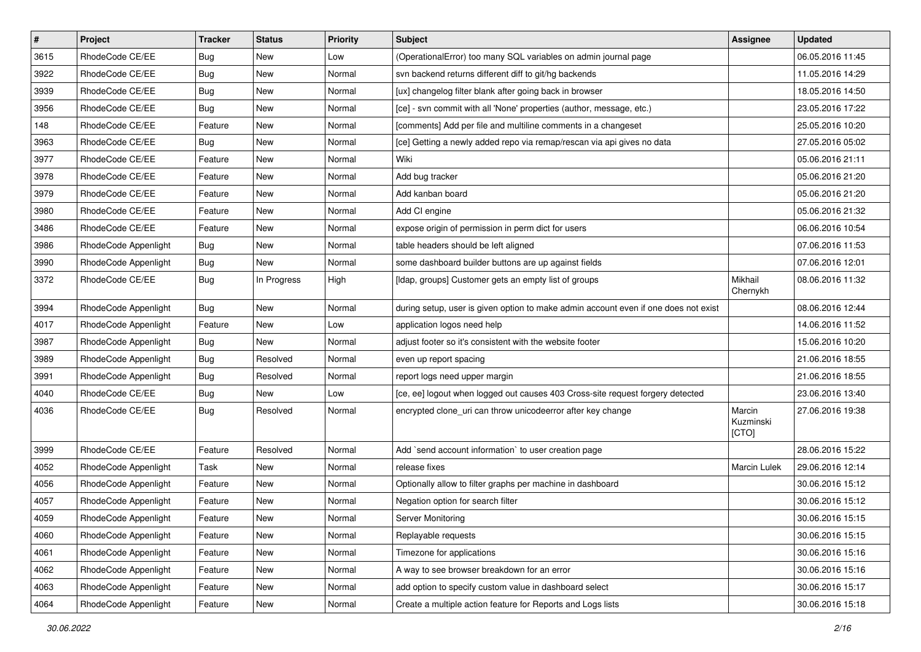| # | Project | Tracker | Status | Priority | Subject | Assignee | Updated |
|---|---|---|---|---|---|---|---|
| 3615 | RhodeCode CE/EE | Bug | New | Low | (OperationalError) too many SQL variables on admin journal page | | 06.05.2016 11:45 |
| 3922 | RhodeCode CE/EE | Bug | New | Normal | svn backend returns different diff to git/hg backends | | 11.05.2016 14:29 |
| 3939 | RhodeCode CE/EE | Bug | New | Normal | [ux] changelog filter blank after going back in browser | | 18.05.2016 14:50 |
| 3956 | RhodeCode CE/EE | Bug | New | Normal | [ce] - svn commit with all 'None' properties (author, message, etc.) | | 23.05.2016 17:22 |
| 148 | RhodeCode CE/EE | Feature | New | Normal | [comments] Add per file and multiline comments in a changeset | | 25.05.2016 10:20 |
| 3963 | RhodeCode CE/EE | Bug | New | Normal | [ce] Getting a newly added repo via remap/rescan via api gives no data | | 27.05.2016 05:02 |
| 3977 | RhodeCode CE/EE | Feature | New | Normal | Wiki | | 05.06.2016 21:11 |
| 3978 | RhodeCode CE/EE | Feature | New | Normal | Add bug tracker | | 05.06.2016 21:20 |
| 3979 | RhodeCode CE/EE | Feature | New | Normal | Add kanban board | | 05.06.2016 21:20 |
| 3980 | RhodeCode CE/EE | Feature | New | Normal | Add CI engine | | 05.06.2016 21:32 |
| 3486 | RhodeCode CE/EE | Feature | New | Normal | expose origin of permission in perm dict for users | | 06.06.2016 10:54 |
| 3986 | RhodeCode Appenlight | Bug | New | Normal | table headers should be left aligned | | 07.06.2016 11:53 |
| 3990 | RhodeCode Appenlight | Bug | New | Normal | some dashboard builder buttons are up against fields | | 07.06.2016 12:01 |
| 3372 | RhodeCode CE/EE | Bug | In Progress | High | [ldap, groups] Customer gets an empty list of groups | Mikhail Chernykh | 08.06.2016 11:32 |
| 3994 | RhodeCode Appenlight | Bug | New | Normal | during setup, user is given option to make admin account even if one does not exist | | 08.06.2016 12:44 |
| 4017 | RhodeCode Appenlight | Feature | New | Low | application logos need help | | 14.06.2016 11:52 |
| 3987 | RhodeCode Appenlight | Bug | New | Normal | adjust footer so it's consistent with the website footer | | 15.06.2016 10:20 |
| 3989 | RhodeCode Appenlight | Bug | Resolved | Normal | even up report spacing | | 21.06.2016 18:55 |
| 3991 | RhodeCode Appenlight | Bug | Resolved | Normal | report logs need upper margin | | 21.06.2016 18:55 |
| 4040 | RhodeCode CE/EE | Bug | New | Low | [ce, ee] logout when logged out causes 403 Cross-site request forgery detected | | 23.06.2016 13:40 |
| 4036 | RhodeCode CE/EE | Bug | Resolved | Normal | encrypted clone_uri can throw unicodeerror after key change | Marcin Kuzminski [CTO] | 27.06.2016 19:38 |
| 3999 | RhodeCode CE/EE | Feature | Resolved | Normal | Add `send account information` to user creation page | | 28.06.2016 15:22 |
| 4052 | RhodeCode Appenlight | Task | New | Normal | release fixes | Marcin Lulek | 29.06.2016 12:14 |
| 4056 | RhodeCode Appenlight | Feature | New | Normal | Optionally allow to filter graphs per machine in dashboard | | 30.06.2016 15:12 |
| 4057 | RhodeCode Appenlight | Feature | New | Normal | Negation option for search filter | | 30.06.2016 15:12 |
| 4059 | RhodeCode Appenlight | Feature | New | Normal | Server Monitoring | | 30.06.2016 15:15 |
| 4060 | RhodeCode Appenlight | Feature | New | Normal | Replayable requests | | 30.06.2016 15:15 |
| 4061 | RhodeCode Appenlight | Feature | New | Normal | Timezone for applications | | 30.06.2016 15:16 |
| 4062 | RhodeCode Appenlight | Feature | New | Normal | A way to see browser breakdown for an error | | 30.06.2016 15:16 |
| 4063 | RhodeCode Appenlight | Feature | New | Normal | add option to specify custom value in dashboard select | | 30.06.2016 15:17 |
| 4064 | RhodeCode Appenlight | Feature | New | Normal | Create a multiple action feature for Reports and Logs lists | | 30.06.2016 15:18 |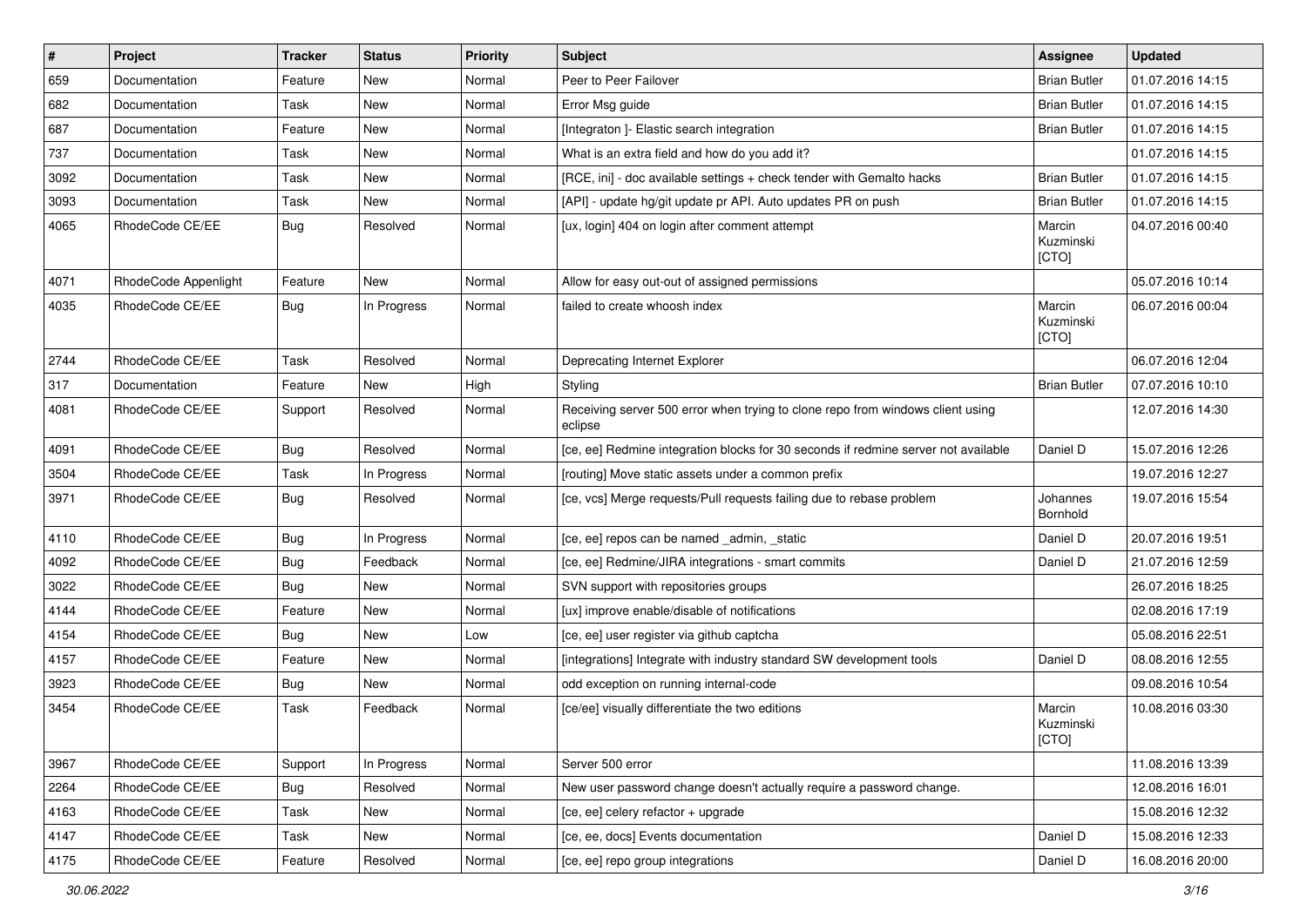| # | Project | Tracker | Status | Priority | Subject | Assignee | Updated |
|---|---|---|---|---|---|---|---|
| 659 | Documentation | Feature | New | Normal | Peer to Peer Failover | Brian Butler | 01.07.2016 14:15 |
| 682 | Documentation | Task | New | Normal | Error Msg guide | Brian Butler | 01.07.2016 14:15 |
| 687 | Documentation | Feature | New | Normal | [Integraton ]- Elastic search integration | Brian Butler | 01.07.2016 14:15 |
| 737 | Documentation | Task | New | Normal | What is an extra field and how do you add it? | | 01.07.2016 14:15 |
| 3092 | Documentation | Task | New | Normal | [RCE, ini] - doc available settings + check tender with Gemalto hacks | Brian Butler | 01.07.2016 14:15 |
| 3093 | Documentation | Task | New | Normal | [API] - update hg/git update pr API. Auto updates PR on push | Brian Butler | 01.07.2016 14:15 |
| 4065 | RhodeCode CE/EE | Bug | Resolved | Normal | [ux, login] 404 on login after comment attempt | Marcin Kuzminski [CTO] | 04.07.2016 00:40 |
| 4071 | RhodeCode Appenlight | Feature | New | Normal | Allow for easy out-out of assigned permissions | | 05.07.2016 10:14 |
| 4035 | RhodeCode CE/EE | Bug | In Progress | Normal | failed to create whoosh index | Marcin Kuzminski [CTO] | 06.07.2016 00:04 |
| 2744 | RhodeCode CE/EE | Task | Resolved | Normal | Deprecating Internet Explorer | | 06.07.2016 12:04 |
| 317 | Documentation | Feature | New | High | Styling | Brian Butler | 07.07.2016 10:10 |
| 4081 | RhodeCode CE/EE | Support | Resolved | Normal | Receiving server 500 error when trying to clone repo from windows client using eclipse | | 12.07.2016 14:30 |
| 4091 | RhodeCode CE/EE | Bug | Resolved | Normal | [ce, ee] Redmine integration blocks for 30 seconds if redmine server not available | Daniel D | 15.07.2016 12:26 |
| 3504 | RhodeCode CE/EE | Task | In Progress | Normal | [routing] Move static assets under a common prefix | | 19.07.2016 12:27 |
| 3971 | RhodeCode CE/EE | Bug | Resolved | Normal | [ce, vcs] Merge requests/Pull requests failing due to rebase problem | Johannes Bornhold | 19.07.2016 15:54 |
| 4110 | RhodeCode CE/EE | Bug | In Progress | Normal | [ce, ee] repos can be named _admin, _static | Daniel D | 20.07.2016 19:51 |
| 4092 | RhodeCode CE/EE | Bug | Feedback | Normal | [ce, ee] Redmine/JIRA integrations - smart commits | Daniel D | 21.07.2016 12:59 |
| 3022 | RhodeCode CE/EE | Bug | New | Normal | SVN support with repositories groups | | 26.07.2016 18:25 |
| 4144 | RhodeCode CE/EE | Feature | New | Normal | [ux] improve enable/disable of notifications | | 02.08.2016 17:19 |
| 4154 | RhodeCode CE/EE | Bug | New | Low | [ce, ee] user register via github captcha | | 05.08.2016 22:51 |
| 4157 | RhodeCode CE/EE | Feature | New | Normal | [integrations] Integrate with industry standard SW development tools | Daniel D | 08.08.2016 12:55 |
| 3923 | RhodeCode CE/EE | Bug | New | Normal | odd exception on running internal-code | | 09.08.2016 10:54 |
| 3454 | RhodeCode CE/EE | Task | Feedback | Normal | [ce/ee] visually differentiate the two editions | Marcin Kuzminski [CTO] | 10.08.2016 03:30 |
| 3967 | RhodeCode CE/EE | Support | In Progress | Normal | Server 500 error | | 11.08.2016 13:39 |
| 2264 | RhodeCode CE/EE | Bug | Resolved | Normal | New user password change doesn't actually require a password change. | | 12.08.2016 16:01 |
| 4163 | RhodeCode CE/EE | Task | New | Normal | [ce, ee] celery refactor + upgrade | | 15.08.2016 12:32 |
| 4147 | RhodeCode CE/EE | Task | New | Normal | [ce, ee, docs] Events documentation | Daniel D | 15.08.2016 12:33 |
| 4175 | RhodeCode CE/EE | Feature | Resolved | Normal | [ce, ee] repo group integrations | Daniel D | 16.08.2016 20:00 |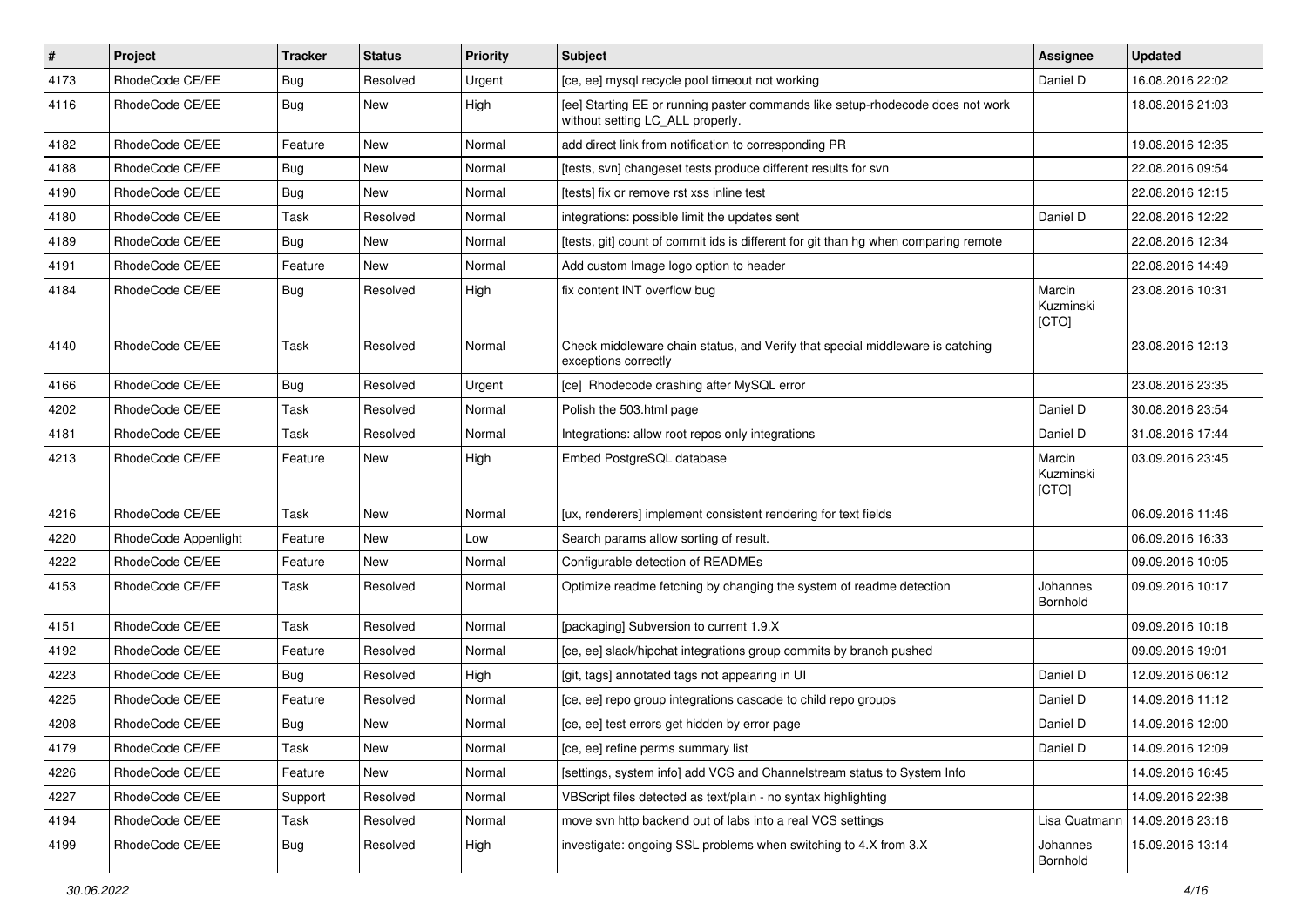| # | Project | Tracker | Status | Priority | Subject | Assignee | Updated |
|---|---|---|---|---|---|---|---|
| 4173 | RhodeCode CE/EE | Bug | Resolved | Urgent | [ce, ee] mysql recycle pool timeout not working | Daniel D | 16.08.2016 22:02 |
| 4116 | RhodeCode CE/EE | Bug | New | High | [ee] Starting EE or running paster commands like setup-rhodecode does not work without setting LC_ALL properly. | | 18.08.2016 21:03 |
| 4182 | RhodeCode CE/EE | Feature | New | Normal | add direct link from notification to corresponding PR | | 19.08.2016 12:35 |
| 4188 | RhodeCode CE/EE | Bug | New | Normal | [tests, svn] changeset tests produce different results for svn | | 22.08.2016 09:54 |
| 4190 | RhodeCode CE/EE | Bug | New | Normal | [tests] fix or remove rst xss inline test | | 22.08.2016 12:15 |
| 4180 | RhodeCode CE/EE | Task | Resolved | Normal | integrations: possible limit the updates sent | Daniel D | 22.08.2016 12:22 |
| 4189 | RhodeCode CE/EE | Bug | New | Normal | [tests, git] count of commit ids is different for git than hg when comparing remote | | 22.08.2016 12:34 |
| 4191 | RhodeCode CE/EE | Feature | New | Normal | Add custom Image logo option to header | | 22.08.2016 14:49 |
| 4184 | RhodeCode CE/EE | Bug | Resolved | High | fix content INT overflow bug | Marcin Kuzminski [CTO] | 23.08.2016 10:31 |
| 4140 | RhodeCode CE/EE | Task | Resolved | Normal | Check middleware chain status, and Verify that special middleware is catching exceptions correctly | | 23.08.2016 12:13 |
| 4166 | RhodeCode CE/EE | Bug | Resolved | Urgent | [ce] Rhodecode crashing after MySQL error | | 23.08.2016 23:35 |
| 4202 | RhodeCode CE/EE | Task | Resolved | Normal | Polish the 503.html page | Daniel D | 30.08.2016 23:54 |
| 4181 | RhodeCode CE/EE | Task | Resolved | Normal | Integrations: allow root repos only integrations | Daniel D | 31.08.2016 17:44 |
| 4213 | RhodeCode CE/EE | Feature | New | High | Embed PostgreSQL database | Marcin Kuzminski [CTO] | 03.09.2016 23:45 |
| 4216 | RhodeCode CE/EE | Task | New | Normal | [ux, renderers] implement consistent rendering for text fields | | 06.09.2016 11:46 |
| 4220 | RhodeCode Appenlight | Feature | New | Low | Search params allow sorting of result. | | 06.09.2016 16:33 |
| 4222 | RhodeCode CE/EE | Feature | New | Normal | Configurable detection of READMEs | | 09.09.2016 10:05 |
| 4153 | RhodeCode CE/EE | Task | Resolved | Normal | Optimize readme fetching by changing the system of readme detection | Johannes Bornhold | 09.09.2016 10:17 |
| 4151 | RhodeCode CE/EE | Task | Resolved | Normal | [packaging] Subversion to current 1.9.X | | 09.09.2016 10:18 |
| 4192 | RhodeCode CE/EE | Feature | Resolved | Normal | [ce, ee] slack/hipchat integrations group commits by branch pushed | | 09.09.2016 19:01 |
| 4223 | RhodeCode CE/EE | Bug | Resolved | High | [git, tags] annotated tags not appearing in UI | Daniel D | 12.09.2016 06:12 |
| 4225 | RhodeCode CE/EE | Feature | Resolved | Normal | [ce, ee] repo group integrations cascade to child repo groups | Daniel D | 14.09.2016 11:12 |
| 4208 | RhodeCode CE/EE | Bug | New | Normal | [ce, ee] test errors get hidden by error page | Daniel D | 14.09.2016 12:00 |
| 4179 | RhodeCode CE/EE | Task | New | Normal | [ce, ee] refine perms summary list | Daniel D | 14.09.2016 12:09 |
| 4226 | RhodeCode CE/EE | Feature | New | Normal | [settings, system info] add VCS and Channelstream status to System Info | | 14.09.2016 16:45 |
| 4227 | RhodeCode CE/EE | Support | Resolved | Normal | VBScript files detected as text/plain - no syntax highlighting | | 14.09.2016 22:38 |
| 4194 | RhodeCode CE/EE | Task | Resolved | Normal | move svn http backend out of labs into a real VCS settings | Lisa Quatmann | 14.09.2016 23:16 |
| 4199 | RhodeCode CE/EE | Bug | Resolved | High | investigate: ongoing SSL problems when switching to 4.X from 3.X | Johannes Bornhold | 15.09.2016 13:14 |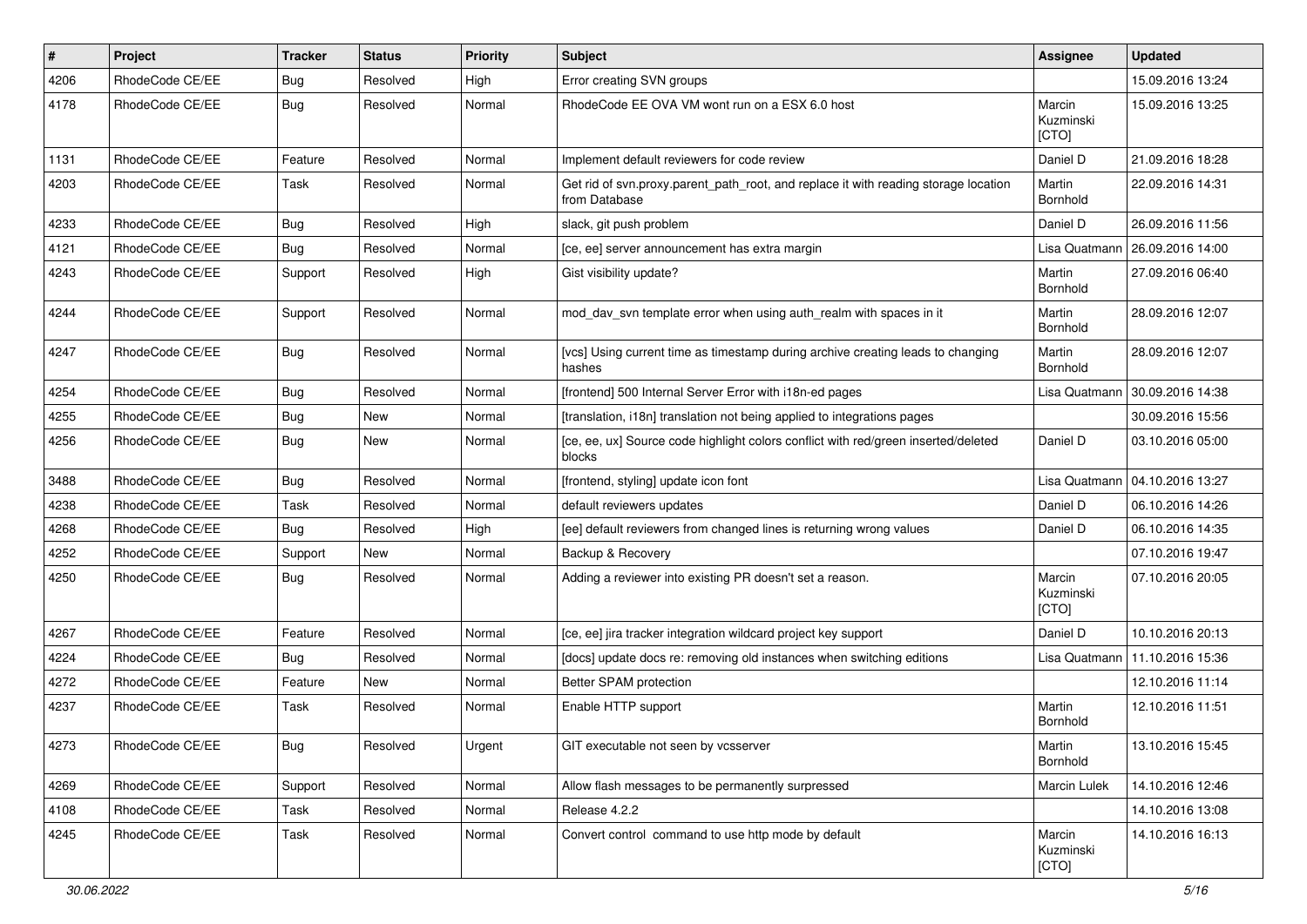| # | Project | Tracker | Status | Priority | Subject | Assignee | Updated |
|---|---|---|---|---|---|---|---|
| 4206 | RhodeCode CE/EE | Bug | Resolved | High | Error creating SVN groups | | 15.09.2016 13:24 |
| 4178 | RhodeCode CE/EE | Bug | Resolved | Normal | RhodeCode EE OVA VM wont run on a ESX 6.0 host | Marcin Kuzminski [CTO] | 15.09.2016 13:25 |
| 1131 | RhodeCode CE/EE | Feature | Resolved | Normal | Implement default reviewers for code review | Daniel D | 21.09.2016 18:28 |
| 4203 | RhodeCode CE/EE | Task | Resolved | Normal | Get rid of svn.proxy.parent_path_root, and replace it with reading storage location from Database | Martin Bornhold | 22.09.2016 14:31 |
| 4233 | RhodeCode CE/EE | Bug | Resolved | High | slack, git push problem | Daniel D | 26.09.2016 11:56 |
| 4121 | RhodeCode CE/EE | Bug | Resolved | Normal | [ce, ee] server announcement has extra margin | Lisa Quatmann | 26.09.2016 14:00 |
| 4243 | RhodeCode CE/EE | Support | Resolved | High | Gist visibility update? | Martin Bornhold | 27.09.2016 06:40 |
| 4244 | RhodeCode CE/EE | Support | Resolved | Normal | mod_dav_svn template error when using auth_realm with spaces in it | Martin Bornhold | 28.09.2016 12:07 |
| 4247 | RhodeCode CE/EE | Bug | Resolved | Normal | [vcs] Using current time as timestamp during archive creating leads to changing hashes | Martin Bornhold | 28.09.2016 12:07 |
| 4254 | RhodeCode CE/EE | Bug | Resolved | Normal | [frontend] 500 Internal Server Error with i18n-ed pages | Lisa Quatmann | 30.09.2016 14:38 |
| 4255 | RhodeCode CE/EE | Bug | New | Normal | [translation, i18n] translation not being applied to integrations pages | | 30.09.2016 15:56 |
| 4256 | RhodeCode CE/EE | Bug | New | Normal | [ce, ee, ux] Source code highlight colors conflict with red/green inserted/deleted blocks | Daniel D | 03.10.2016 05:00 |
| 3488 | RhodeCode CE/EE | Bug | Resolved | Normal | [frontend, styling] update icon font | Lisa Quatmann | 04.10.2016 13:27 |
| 4238 | RhodeCode CE/EE | Task | Resolved | Normal | default reviewers updates | Daniel D | 06.10.2016 14:26 |
| 4268 | RhodeCode CE/EE | Bug | Resolved | High | [ee] default reviewers from changed lines is returning wrong values | Daniel D | 06.10.2016 14:35 |
| 4252 | RhodeCode CE/EE | Support | New | Normal | Backup & Recovery | | 07.10.2016 19:47 |
| 4250 | RhodeCode CE/EE | Bug | Resolved | Normal | Adding a reviewer into existing PR doesn't set a reason. | Marcin Kuzminski [CTO] | 07.10.2016 20:05 |
| 4267 | RhodeCode CE/EE | Feature | Resolved | Normal | [ce, ee] jira tracker integration wildcard project key support | Daniel D | 10.10.2016 20:13 |
| 4224 | RhodeCode CE/EE | Bug | Resolved | Normal | [docs] update docs re: removing old instances when switching editions | Lisa Quatmann | 11.10.2016 15:36 |
| 4272 | RhodeCode CE/EE | Feature | New | Normal | Better SPAM protection | | 12.10.2016 11:14 |
| 4237 | RhodeCode CE/EE | Task | Resolved | Normal | Enable HTTP support | Martin Bornhold | 12.10.2016 11:51 |
| 4273 | RhodeCode CE/EE | Bug | Resolved | Urgent | GIT executable not seen by vcsserver | Martin Bornhold | 13.10.2016 15:45 |
| 4269 | RhodeCode CE/EE | Support | Resolved | Normal | Allow flash messages to be permanently surpressed | Marcin Lulek | 14.10.2016 12:46 |
| 4108 | RhodeCode CE/EE | Task | Resolved | Normal | Release 4.2.2 | | 14.10.2016 13:08 |
| 4245 | RhodeCode CE/EE | Task | Resolved | Normal | Convert control command to use http mode by default | Marcin Kuzminski [CTO] | 14.10.2016 16:13 |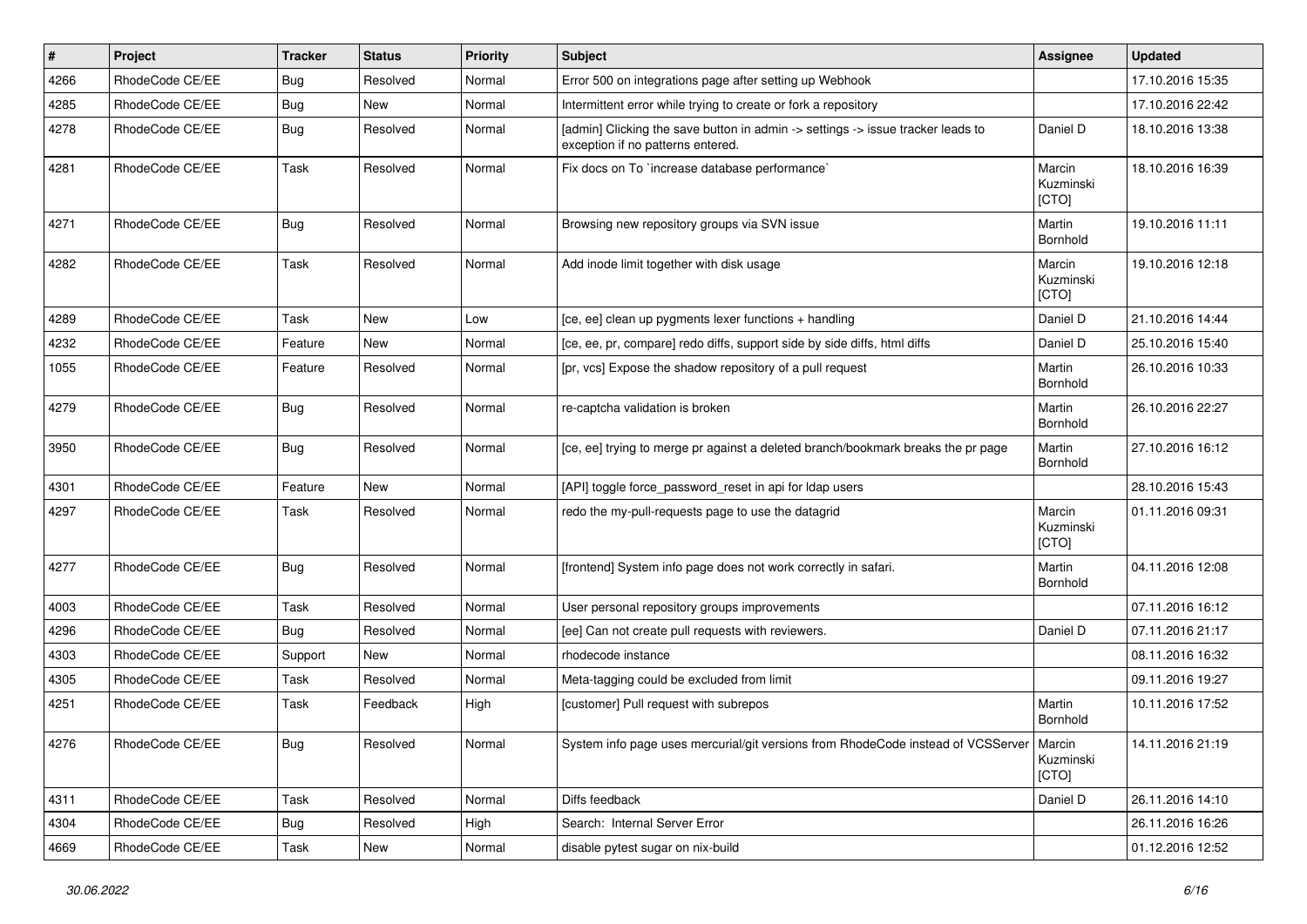| # | Project | Tracker | Status | Priority | Subject | Assignee | Updated |
|---|---|---|---|---|---|---|---|
| 4266 | RhodeCode CE/EE | Bug | Resolved | Normal | Error 500 on integrations page after setting up Webhook | | 17.10.2016 15:35 |
| 4285 | RhodeCode CE/EE | Bug | New | Normal | Intermittent error while trying to create or fork a repository | | 17.10.2016 22:42 |
| 4278 | RhodeCode CE/EE | Bug | Resolved | Normal | [admin] Clicking the save button in admin -> settings -> issue tracker leads to exception if no patterns entered. | Daniel D | 18.10.2016 13:38 |
| 4281 | RhodeCode CE/EE | Task | Resolved | Normal | Fix docs on To `increase database performance` | Marcin Kuzminski [CTO] | 18.10.2016 16:39 |
| 4271 | RhodeCode CE/EE | Bug | Resolved | Normal | Browsing new repository groups via SVN issue | Martin Bornhold | 19.10.2016 11:11 |
| 4282 | RhodeCode CE/EE | Task | Resolved | Normal | Add inode limit together with disk usage | Marcin Kuzminski [CTO] | 19.10.2016 12:18 |
| 4289 | RhodeCode CE/EE | Task | New | Low | [ce, ee] clean up pygments lexer functions + handling | Daniel D | 21.10.2016 14:44 |
| 4232 | RhodeCode CE/EE | Feature | New | Normal | [ce, ee, pr, compare] redo diffs, support side by side diffs, html diffs | Daniel D | 25.10.2016 15:40 |
| 1055 | RhodeCode CE/EE | Feature | Resolved | Normal | [pr, vcs] Expose the shadow repository of a pull request | Martin Bornhold | 26.10.2016 10:33 |
| 4279 | RhodeCode CE/EE | Bug | Resolved | Normal | re-captcha validation is broken | Martin Bornhold | 26.10.2016 22:27 |
| 3950 | RhodeCode CE/EE | Bug | Resolved | Normal | [ce, ee] trying to merge pr against a deleted branch/bookmark breaks the pr page | Martin Bornhold | 27.10.2016 16:12 |
| 4301 | RhodeCode CE/EE | Feature | New | Normal | [API] toggle force_password_reset in api for ldap users | | 28.10.2016 15:43 |
| 4297 | RhodeCode CE/EE | Task | Resolved | Normal | redo the my-pull-requests page to use the datagrid | Marcin Kuzminski [CTO] | 01.11.2016 09:31 |
| 4277 | RhodeCode CE/EE | Bug | Resolved | Normal | [frontend] System info page does not work correctly in safari. | Martin Bornhold | 04.11.2016 12:08 |
| 4003 | RhodeCode CE/EE | Task | Resolved | Normal | User personal repository groups improvements | | 07.11.2016 16:12 |
| 4296 | RhodeCode CE/EE | Bug | Resolved | Normal | [ee] Can not create pull requests with reviewers. | Daniel D | 07.11.2016 21:17 |
| 4303 | RhodeCode CE/EE | Support | New | Normal | rhodecode instance | | 08.11.2016 16:32 |
| 4305 | RhodeCode CE/EE | Task | Resolved | Normal | Meta-tagging could be excluded from limit | | 09.11.2016 19:27 |
| 4251 | RhodeCode CE/EE | Task | Feedback | High | [customer] Pull request with subrepos | Martin Bornhold | 10.11.2016 17:52 |
| 4276 | RhodeCode CE/EE | Bug | Resolved | Normal | System info page uses mercurial/git versions from RhodeCode instead of VCSServer | Marcin Kuzminski [CTO] | 14.11.2016 21:19 |
| 4311 | RhodeCode CE/EE | Task | Resolved | Normal | Diffs feedback | Daniel D | 26.11.2016 14:10 |
| 4304 | RhodeCode CE/EE | Bug | Resolved | High | Search: Internal Server Error | | 26.11.2016 16:26 |
| 4669 | RhodeCode CE/EE | Task | New | Normal | disable pytest sugar on nix-build | | 01.12.2016 12:52 |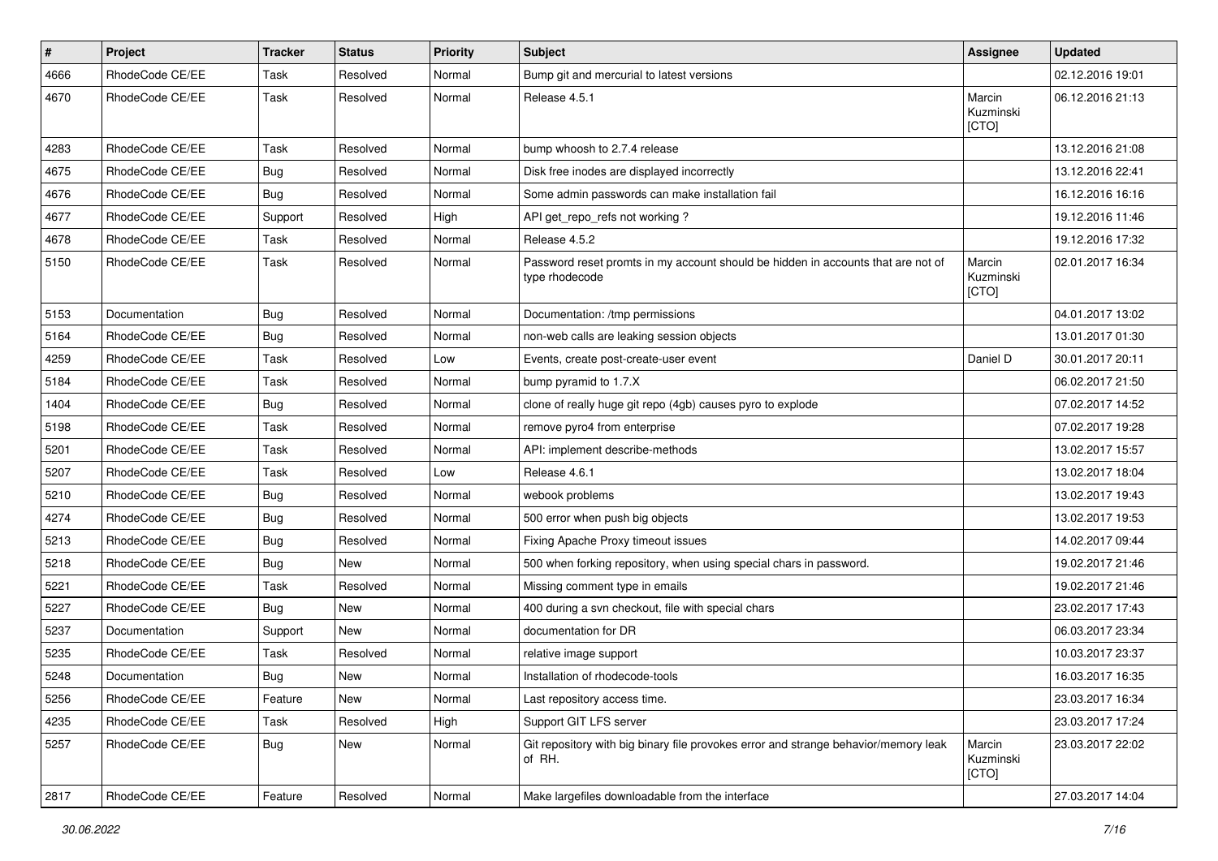| # | Project | Tracker | Status | Priority | Subject | Assignee | Updated |
|---|---|---|---|---|---|---|---|
| 4666 | RhodeCode CE/EE | Task | Resolved | Normal | Bump git and mercurial to latest versions | | 02.12.2016 19:01 |
| 4670 | RhodeCode CE/EE | Task | Resolved | Normal | Release 4.5.1 | Marcin Kuzminski [CTO] | 06.12.2016 21:13 |
| 4283 | RhodeCode CE/EE | Task | Resolved | Normal | bump whoosh to 2.7.4 release | | 13.12.2016 21:08 |
| 4675 | RhodeCode CE/EE | Bug | Resolved | Normal | Disk free inodes are displayed incorrectly | | 13.12.2016 22:41 |
| 4676 | RhodeCode CE/EE | Bug | Resolved | Normal | Some admin passwords can make installation fail | | 16.12.2016 16:16 |
| 4677 | RhodeCode CE/EE | Support | Resolved | High | API get_repo_refs not working ? | | 19.12.2016 11:46 |
| 4678 | RhodeCode CE/EE | Task | Resolved | Normal | Release 4.5.2 | | 19.12.2016 17:32 |
| 5150 | RhodeCode CE/EE | Task | Resolved | Normal | Password reset promts in my account should be hidden in accounts that are not of type rhodecode | Marcin Kuzminski [CTO] | 02.01.2017 16:34 |
| 5153 | Documentation | Bug | Resolved | Normal | Documentation: /tmp permissions | | 04.01.2017 13:02 |
| 5164 | RhodeCode CE/EE | Bug | Resolved | Normal | non-web calls are leaking session objects | | 13.01.2017 01:30 |
| 4259 | RhodeCode CE/EE | Task | Resolved | Low | Events, create post-create-user event | Daniel D | 30.01.2017 20:11 |
| 5184 | RhodeCode CE/EE | Task | Resolved | Normal | bump pyramid to 1.7.X | | 06.02.2017 21:50 |
| 1404 | RhodeCode CE/EE | Bug | Resolved | Normal | clone of really huge git repo (4gb) causes pyro to explode | | 07.02.2017 14:52 |
| 5198 | RhodeCode CE/EE | Task | Resolved | Normal | remove pyro4 from enterprise | | 07.02.2017 19:28 |
| 5201 | RhodeCode CE/EE | Task | Resolved | Normal | API: implement describe-methods | | 13.02.2017 15:57 |
| 5207 | RhodeCode CE/EE | Task | Resolved | Low | Release 4.6.1 | | 13.02.2017 18:04 |
| 5210 | RhodeCode CE/EE | Bug | Resolved | Normal | webook problems | | 13.02.2017 19:43 |
| 4274 | RhodeCode CE/EE | Bug | Resolved | Normal | 500 error when push big objects | | 13.02.2017 19:53 |
| 5213 | RhodeCode CE/EE | Bug | Resolved | Normal | Fixing Apache Proxy timeout issues | | 14.02.2017 09:44 |
| 5218 | RhodeCode CE/EE | Bug | New | Normal | 500 when forking repository, when using special chars in password. | | 19.02.2017 21:46 |
| 5221 | RhodeCode CE/EE | Task | Resolved | Normal | Missing comment type in emails | | 19.02.2017 21:46 |
| 5227 | RhodeCode CE/EE | Bug | New | Normal | 400 during a svn checkout, file with special chars | | 23.02.2017 17:43 |
| 5237 | Documentation | Support | New | Normal | documentation for DR | | 06.03.2017 23:34 |
| 5235 | RhodeCode CE/EE | Task | Resolved | Normal | relative image support | | 10.03.2017 23:37 |
| 5248 | Documentation | Bug | New | Normal | Installation of rhodecode-tools | | 16.03.2017 16:35 |
| 5256 | RhodeCode CE/EE | Feature | New | Normal | Last repository access time. | | 23.03.2017 16:34 |
| 4235 | RhodeCode CE/EE | Task | Resolved | High | Support GIT LFS server | | 23.03.2017 17:24 |
| 5257 | RhodeCode CE/EE | Bug | New | Normal | Git repository with big binary file provokes error and strange behavior/memory leak of RH. | Marcin Kuzminski [CTO] | 23.03.2017 22:02 |
| 2817 | RhodeCode CE/EE | Feature | Resolved | Normal | Make largefiles downloadable from the interface | | 27.03.2017 14:04 |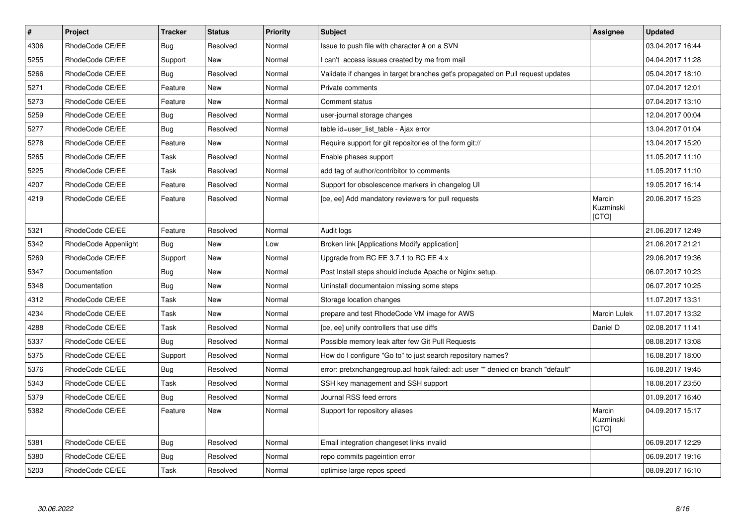| # | Project | Tracker | Status | Priority | Subject | Assignee | Updated |
|---|---|---|---|---|---|---|---|
| 4306 | RhodeCode CE/EE | Bug | Resolved | Normal | Issue to push file with character # on a SVN | | 03.04.2017 16:44 |
| 5255 | RhodeCode CE/EE | Support | New | Normal | I can't access issues created by me from mail | | 04.04.2017 11:28 |
| 5266 | RhodeCode CE/EE | Bug | Resolved | Normal | Validate if changes in target branches get's propagated on Pull request updates | | 05.04.2017 18:10 |
| 5271 | RhodeCode CE/EE | Feature | New | Normal | Private comments | | 07.04.2017 12:01 |
| 5273 | RhodeCode CE/EE | Feature | New | Normal | Comment status | | 07.04.2017 13:10 |
| 5259 | RhodeCode CE/EE | Bug | Resolved | Normal | user-journal storage changes | | 12.04.2017 00:04 |
| 5277 | RhodeCode CE/EE | Bug | Resolved | Normal | table id=user_list_table - Ajax error | | 13.04.2017 01:04 |
| 5278 | RhodeCode CE/EE | Feature | New | Normal | Require support for git repositories of the form git:// | | 13.04.2017 15:20 |
| 5265 | RhodeCode CE/EE | Task | Resolved | Normal | Enable phases support | | 11.05.2017 11:10 |
| 5225 | RhodeCode CE/EE | Task | Resolved | Normal | add tag of author/contribitor to comments | | 11.05.2017 11:10 |
| 4207 | RhodeCode CE/EE | Feature | Resolved | Normal | Support for obsolescence markers in changelog UI | | 19.05.2017 16:14 |
| 4219 | RhodeCode CE/EE | Feature | Resolved | Normal | [ce, ee] Add mandatory reviewers for pull requests | Marcin Kuzminski [CTO] | 20.06.2017 15:23 |
| 5321 | RhodeCode CE/EE | Feature | Resolved | Normal | Audit logs | | 21.06.2017 12:49 |
| 5342 | RhodeCode Appenlight | Bug | New | Low | Broken link [Applications Modify application] | | 21.06.2017 21:21 |
| 5269 | RhodeCode CE/EE | Support | New | Normal | Upgrade from RC EE 3.7.1 to RC EE 4.x | | 29.06.2017 19:36 |
| 5347 | Documentation | Bug | New | Normal | Post Install steps should include Apache or Nginx setup. | | 06.07.2017 10:23 |
| 5348 | Documentation | Bug | New | Normal | Uninstall documentaion missing some steps | | 06.07.2017 10:25 |
| 4312 | RhodeCode CE/EE | Task | New | Normal | Storage location changes | | 11.07.2017 13:31 |
| 4234 | RhodeCode CE/EE | Task | New | Normal | prepare and test RhodeCode VM image for AWS | Marcin Lulek | 11.07.2017 13:32 |
| 4288 | RhodeCode CE/EE | Task | Resolved | Normal | [ce, ee] unify controllers that use diffs | Daniel D | 02.08.2017 11:41 |
| 5337 | RhodeCode CE/EE | Bug | Resolved | Normal | Possible memory leak after few Git Pull Requests | | 08.08.2017 13:08 |
| 5375 | RhodeCode CE/EE | Support | Resolved | Normal | How do I configure "Go to" to just search repository names? | | 16.08.2017 18:00 |
| 5376 | RhodeCode CE/EE | Bug | Resolved | Normal | error: pretxnchangegroup.acl hook failed: acl: user "" denied on branch "default" | | 16.08.2017 19:45 |
| 5343 | RhodeCode CE/EE | Task | Resolved | Normal | SSH key management and SSH support | | 18.08.2017 23:50 |
| 5379 | RhodeCode CE/EE | Bug | Resolved | Normal | Journal RSS feed errors | | 01.09.2017 16:40 |
| 5382 | RhodeCode CE/EE | Feature | New | Normal | Support for repository aliases | Marcin Kuzminski [CTO] | 04.09.2017 15:17 |
| 5381 | RhodeCode CE/EE | Bug | Resolved | Normal | Email integration changeset links invalid | | 06.09.2017 12:29 |
| 5380 | RhodeCode CE/EE | Bug | Resolved | Normal | repo commits pageintion error | | 06.09.2017 19:16 |
| 5203 | RhodeCode CE/EE | Task | Resolved | Normal | optimise large repos speed | | 08.09.2017 16:10 |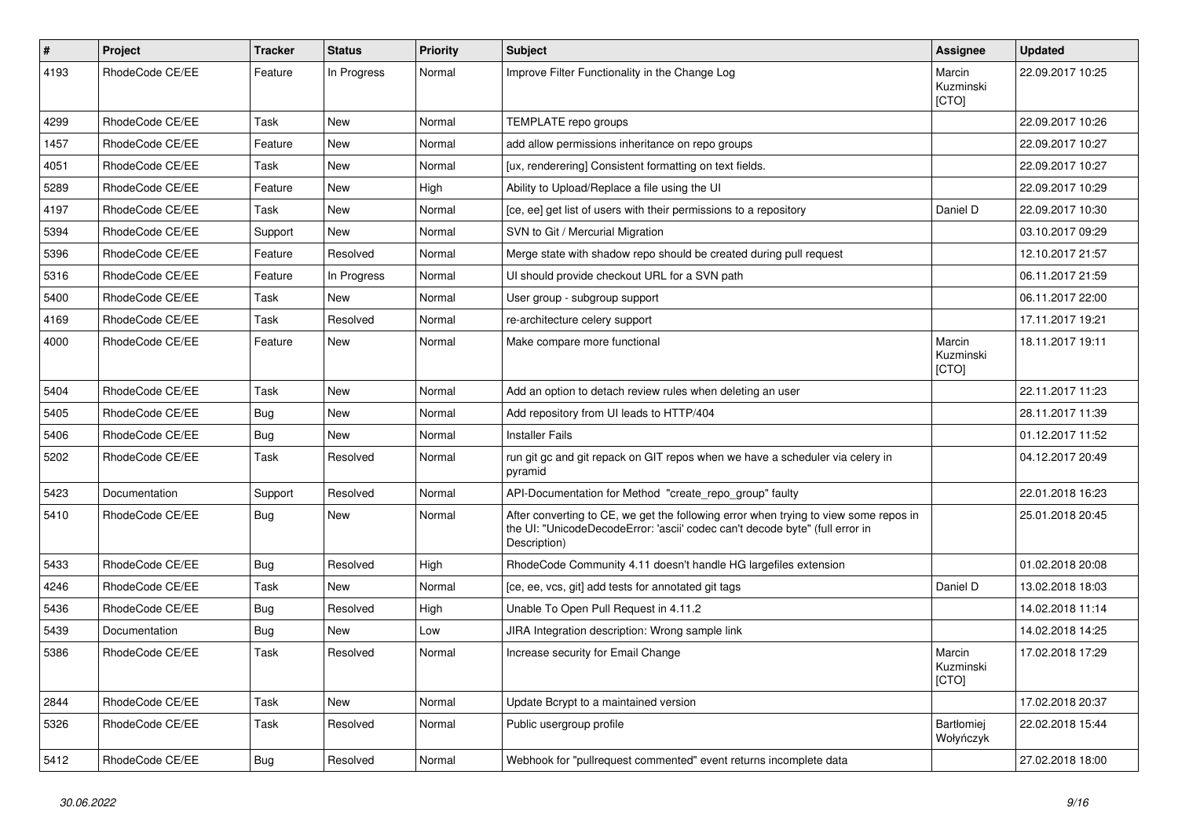| # | Project | Tracker | Status | Priority | Subject | Assignee | Updated |
|---|---|---|---|---|---|---|---|
| 4193 | RhodeCode CE/EE | Feature | In Progress | Normal | Improve Filter Functionality in the Change Log | Marcin Kuzminski [CTO] | 22.09.2017 10:25 |
| 4299 | RhodeCode CE/EE | Task | New | Normal | TEMPLATE repo groups | | 22.09.2017 10:26 |
| 1457 | RhodeCode CE/EE | Feature | New | Normal | add allow permissions inheritance on repo groups | | 22.09.2017 10:27 |
| 4051 | RhodeCode CE/EE | Task | New | Normal | [ux, renderering] Consistent formatting on text fields. | | 22.09.2017 10:27 |
| 5289 | RhodeCode CE/EE | Feature | New | High | Ability to Upload/Replace a file using the UI | | 22.09.2017 10:29 |
| 4197 | RhodeCode CE/EE | Task | New | Normal | [ce, ee] get list of users with their permissions to a repository | Daniel D | 22.09.2017 10:30 |
| 5394 | RhodeCode CE/EE | Support | New | Normal | SVN to Git / Mercurial Migration | | 03.10.2017 09:29 |
| 5396 | RhodeCode CE/EE | Feature | Resolved | Normal | Merge state with shadow repo should be created during pull request | | 12.10.2017 21:57 |
| 5316 | RhodeCode CE/EE | Feature | In Progress | Normal | UI should provide checkout URL for a SVN path | | 06.11.2017 21:59 |
| 5400 | RhodeCode CE/EE | Task | New | Normal | User group - subgroup support | | 06.11.2017 22:00 |
| 4169 | RhodeCode CE/EE | Task | Resolved | Normal | re-architecture celery support | | 17.11.2017 19:21 |
| 4000 | RhodeCode CE/EE | Feature | New | Normal | Make compare more functional | Marcin Kuzminski [CTO] | 18.11.2017 19:11 |
| 5404 | RhodeCode CE/EE | Task | New | Normal | Add an option to detach review rules when deleting an user | | 22.11.2017 11:23 |
| 5405 | RhodeCode CE/EE | Bug | New | Normal | Add repository from UI leads to HTTP/404 | | 28.11.2017 11:39 |
| 5406 | RhodeCode CE/EE | Bug | New | Normal | Installer Fails | | 01.12.2017 11:52 |
| 5202 | RhodeCode CE/EE | Task | Resolved | Normal | run git gc and git repack on GIT repos when we have a scheduler via celery in pyramid | | 04.12.2017 20:49 |
| 5423 | Documentation | Support | Resolved | Normal | API-Documentation for Method "create_repo_group" faulty | | 22.01.2018 16:23 |
| 5410 | RhodeCode CE/EE | Bug | New | Normal | After converting to CE, we get the following error when trying to view some repos in the UI: "UnicodeDecodeError: 'ascii' codec can't decode byte" (full error in Description) | | 25.01.2018 20:45 |
| 5433 | RhodeCode CE/EE | Bug | Resolved | High | RhodeCode Community 4.11 doesn't handle HG largefiles extension | | 01.02.2018 20:08 |
| 4246 | RhodeCode CE/EE | Task | New | Normal | [ce, ee, vcs, git] add tests for annotated git tags | Daniel D | 13.02.2018 18:03 |
| 5436 | RhodeCode CE/EE | Bug | Resolved | High | Unable To Open Pull Request in 4.11.2 | | 14.02.2018 11:14 |
| 5439 | Documentation | Bug | New | Low | JIRA Integration description: Wrong sample link | | 14.02.2018 14:25 |
| 5386 | RhodeCode CE/EE | Task | Resolved | Normal | Increase security for Email Change | Marcin Kuzminski [CTO] | 17.02.2018 17:29 |
| 2844 | RhodeCode CE/EE | Task | New | Normal | Update Bcrypt to a maintained version | | 17.02.2018 20:37 |
| 5326 | RhodeCode CE/EE | Task | Resolved | Normal | Public usergroup profile | Bartłomiej Wołyńczyk | 22.02.2018 15:44 |
| 5412 | RhodeCode CE/EE | Bug | Resolved | Normal | Webhook for "pullrequest commented" event returns incomplete data | | 27.02.2018 18:00 |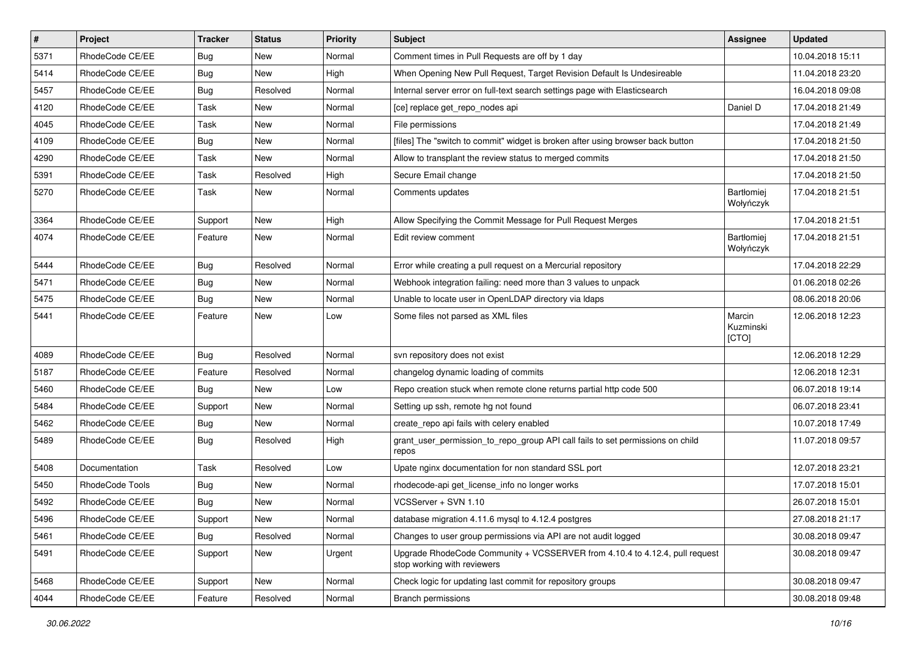| # | Project | Tracker | Status | Priority | Subject | Assignee | Updated |
|---|---|---|---|---|---|---|---|
| 5371 | RhodeCode CE/EE | Bug | New | Normal | Comment times in Pull Requests are off by 1 day | | 10.04.2018 15:11 |
| 5414 | RhodeCode CE/EE | Bug | New | High | When Opening New Pull Request, Target Revision Default Is Undesireable | | 11.04.2018 23:20 |
| 5457 | RhodeCode CE/EE | Bug | Resolved | Normal | Internal server error on full-text search settings page with Elasticsearch | | 16.04.2018 09:08 |
| 4120 | RhodeCode CE/EE | Task | New | Normal | [ce] replace get_repo_nodes api | Daniel D | 17.04.2018 21:49 |
| 4045 | RhodeCode CE/EE | Task | New | Normal | File permissions | | 17.04.2018 21:49 |
| 4109 | RhodeCode CE/EE | Bug | New | Normal | [files] The "switch to commit" widget is broken after using browser back button | | 17.04.2018 21:50 |
| 4290 | RhodeCode CE/EE | Task | New | Normal | Allow to transplant the review status to merged commits | | 17.04.2018 21:50 |
| 5391 | RhodeCode CE/EE | Task | Resolved | High | Secure Email change | | 17.04.2018 21:50 |
| 5270 | RhodeCode CE/EE | Task | New | Normal | Comments updates | Bartłomiej Wołyńczyk | 17.04.2018 21:51 |
| 3364 | RhodeCode CE/EE | Support | New | High | Allow Specifying the Commit Message for Pull Request Merges | | 17.04.2018 21:51 |
| 4074 | RhodeCode CE/EE | Feature | New | Normal | Edit review comment | Bartłomiej Wołyńczyk | 17.04.2018 21:51 |
| 5444 | RhodeCode CE/EE | Bug | Resolved | Normal | Error while creating a pull request on a Mercurial repository | | 17.04.2018 22:29 |
| 5471 | RhodeCode CE/EE | Bug | New | Normal | Webhook integration failing: need more than 3 values to unpack | | 01.06.2018 02:26 |
| 5475 | RhodeCode CE/EE | Bug | New | Normal | Unable to locate user in OpenLDAP directory via ldaps | | 08.06.2018 20:06 |
| 5441 | RhodeCode CE/EE | Feature | New | Low | Some files not parsed as XML files | Marcin Kuzminski [CTO] | 12.06.2018 12:23 |
| 4089 | RhodeCode CE/EE | Bug | Resolved | Normal | svn repository does not exist | | 12.06.2018 12:29 |
| 5187 | RhodeCode CE/EE | Feature | Resolved | Normal | changelog dynamic loading of commits | | 12.06.2018 12:31 |
| 5460 | RhodeCode CE/EE | Bug | New | Low | Repo creation stuck when remote clone returns partial http code 500 | | 06.07.2018 19:14 |
| 5484 | RhodeCode CE/EE | Support | New | Normal | Setting up ssh, remote hg not found | | 06.07.2018 23:41 |
| 5462 | RhodeCode CE/EE | Bug | New | Normal | create_repo api fails with celery enabled | | 10.07.2018 17:49 |
| 5489 | RhodeCode CE/EE | Bug | Resolved | High | grant_user_permission_to_repo_group API call fails to set permissions on child repos | | 11.07.2018 09:57 |
| 5408 | Documentation | Task | Resolved | Low | Upate nginx documentation for non standard SSL port | | 12.07.2018 23:21 |
| 5450 | RhodeCode Tools | Bug | New | Normal | rhodecode-api get_license_info no longer works | | 17.07.2018 15:01 |
| 5492 | RhodeCode CE/EE | Bug | New | Normal | VCSServer + SVN 1.10 | | 26.07.2018 15:01 |
| 5496 | RhodeCode CE/EE | Support | New | Normal | database migration 4.11.6 mysql to 4.12.4 postgres | | 27.08.2018 21:17 |
| 5461 | RhodeCode CE/EE | Bug | Resolved | Normal | Changes to user group permissions via API are not audit logged | | 30.08.2018 09:47 |
| 5491 | RhodeCode CE/EE | Support | New | Urgent | Upgrade RhodeCode Community + VCSSERVER from 4.10.4 to 4.12.4, pull request stop working with reviewers | | 30.08.2018 09:47 |
| 5468 | RhodeCode CE/EE | Support | New | Normal | Check logic for updating last commit for repository groups | | 30.08.2018 09:47 |
| 4044 | RhodeCode CE/EE | Feature | Resolved | Normal | Branch permissions | | 30.08.2018 09:48 |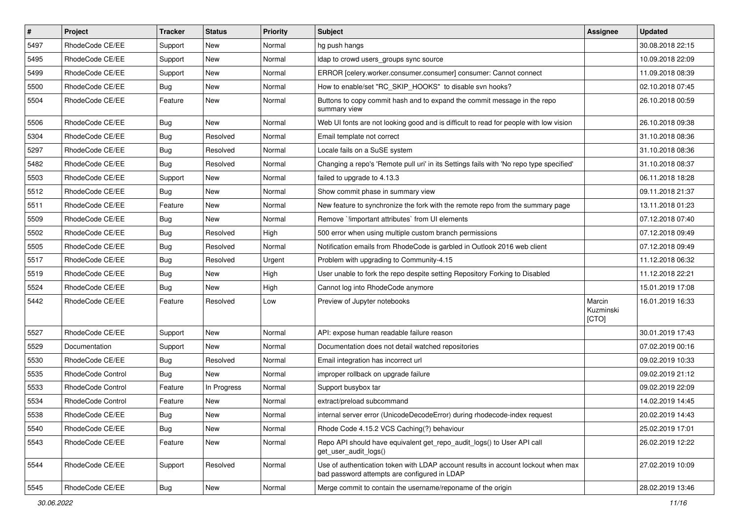| # | Project | Tracker | Status | Priority | Subject | Assignee | Updated |
|---|---|---|---|---|---|---|---|
| 5497 | RhodeCode CE/EE | Support | New | Normal | hg push hangs | | 30.08.2018 22:15 |
| 5495 | RhodeCode CE/EE | Support | New | Normal | ldap to crowd users_groups sync source | | 10.09.2018 22:09 |
| 5499 | RhodeCode CE/EE | Support | New | Normal | ERROR [celery.worker.consumer.consumer] consumer: Cannot connect | | 11.09.2018 08:39 |
| 5500 | RhodeCode CE/EE | Bug | New | Normal | How to enable/set "RC_SKIP_HOOKS" to disable svn hooks? | | 02.10.2018 07:45 |
| 5504 | RhodeCode CE/EE | Feature | New | Normal | Buttons to copy commit hash and to expand the commit message in the repo summary view | | 26.10.2018 00:59 |
| 5506 | RhodeCode CE/EE | Bug | New | Normal | Web UI fonts are not looking good and is difficult to read for people with low vision | | 26.10.2018 09:38 |
| 5304 | RhodeCode CE/EE | Bug | Resolved | Normal | Email template not correct | | 31.10.2018 08:36 |
| 5297 | RhodeCode CE/EE | Bug | Resolved | Normal | Locale fails on a SuSE system | | 31.10.2018 08:36 |
| 5482 | RhodeCode CE/EE | Bug | Resolved | Normal | Changing a repo's 'Remote pull uri' in its Settings fails with 'No repo type specified' | | 31.10.2018 08:37 |
| 5503 | RhodeCode CE/EE | Support | New | Normal | failed to upgrade to 4.13.3 | | 06.11.2018 18:28 |
| 5512 | RhodeCode CE/EE | Bug | New | Normal | Show commit phase in summary view | | 09.11.2018 21:37 |
| 5511 | RhodeCode CE/EE | Feature | New | Normal | New feature to synchronize the fork with the remote repo from the summary page | | 13.11.2018 01:23 |
| 5509 | RhodeCode CE/EE | Bug | New | Normal | Remove `!important attributes` from UI elements | | 07.12.2018 07:40 |
| 5502 | RhodeCode CE/EE | Bug | Resolved | High | 500 error when using multiple custom branch permissions | | 07.12.2018 09:49 |
| 5505 | RhodeCode CE/EE | Bug | Resolved | Normal | Notification emails from RhodeCode is garbled in Outlook 2016 web client | | 07.12.2018 09:49 |
| 5517 | RhodeCode CE/EE | Bug | Resolved | Urgent | Problem with upgrading to Community-4.15 | | 11.12.2018 06:32 |
| 5519 | RhodeCode CE/EE | Bug | New | High | User unable to fork the repo despite setting Repository Forking to Disabled | | 11.12.2018 22:21 |
| 5524 | RhodeCode CE/EE | Bug | New | High | Cannot log into RhodeCode anymore | | 15.01.2019 17:08 |
| 5442 | RhodeCode CE/EE | Feature | Resolved | Low | Preview of Jupyter notebooks | Marcin Kuzminski [CTO] | 16.01.2019 16:33 |
| 5527 | RhodeCode CE/EE | Support | New | Normal | API: expose human readable failure reason | | 30.01.2019 17:43 |
| 5529 | Documentation | Support | New | Normal | Documentation does not detail watched repositories | | 07.02.2019 00:16 |
| 5530 | RhodeCode CE/EE | Bug | Resolved | Normal | Email integration has incorrect url | | 09.02.2019 10:33 |
| 5535 | RhodeCode Control | Bug | New | Normal | improper rollback on upgrade failure | | 09.02.2019 21:12 |
| 5533 | RhodeCode Control | Feature | In Progress | Normal | Support busybox tar | | 09.02.2019 22:09 |
| 5534 | RhodeCode Control | Feature | New | Normal | extract/preload subcommand | | 14.02.2019 14:45 |
| 5538 | RhodeCode CE/EE | Bug | New | Normal | internal server error (UnicodeDecodeError) during rhodecode-index request | | 20.02.2019 14:43 |
| 5540 | RhodeCode CE/EE | Bug | New | Normal | Rhode Code 4.15.2 VCS Caching(?) behaviour | | 25.02.2019 17:01 |
| 5543 | RhodeCode CE/EE | Feature | New | Normal | Repo API should have equivalent get_repo_audit_logs() to User API call get_user_audit_logs() | | 26.02.2019 12:22 |
| 5544 | RhodeCode CE/EE | Support | Resolved | Normal | Use of authentication token with LDAP account results in account lockout when max bad password attempts are configured in LDAP | | 27.02.2019 10:09 |
| 5545 | RhodeCode CE/EE | Bug | New | Normal | Merge commit to contain the username/reponame of the origin | | 28.02.2019 13:46 |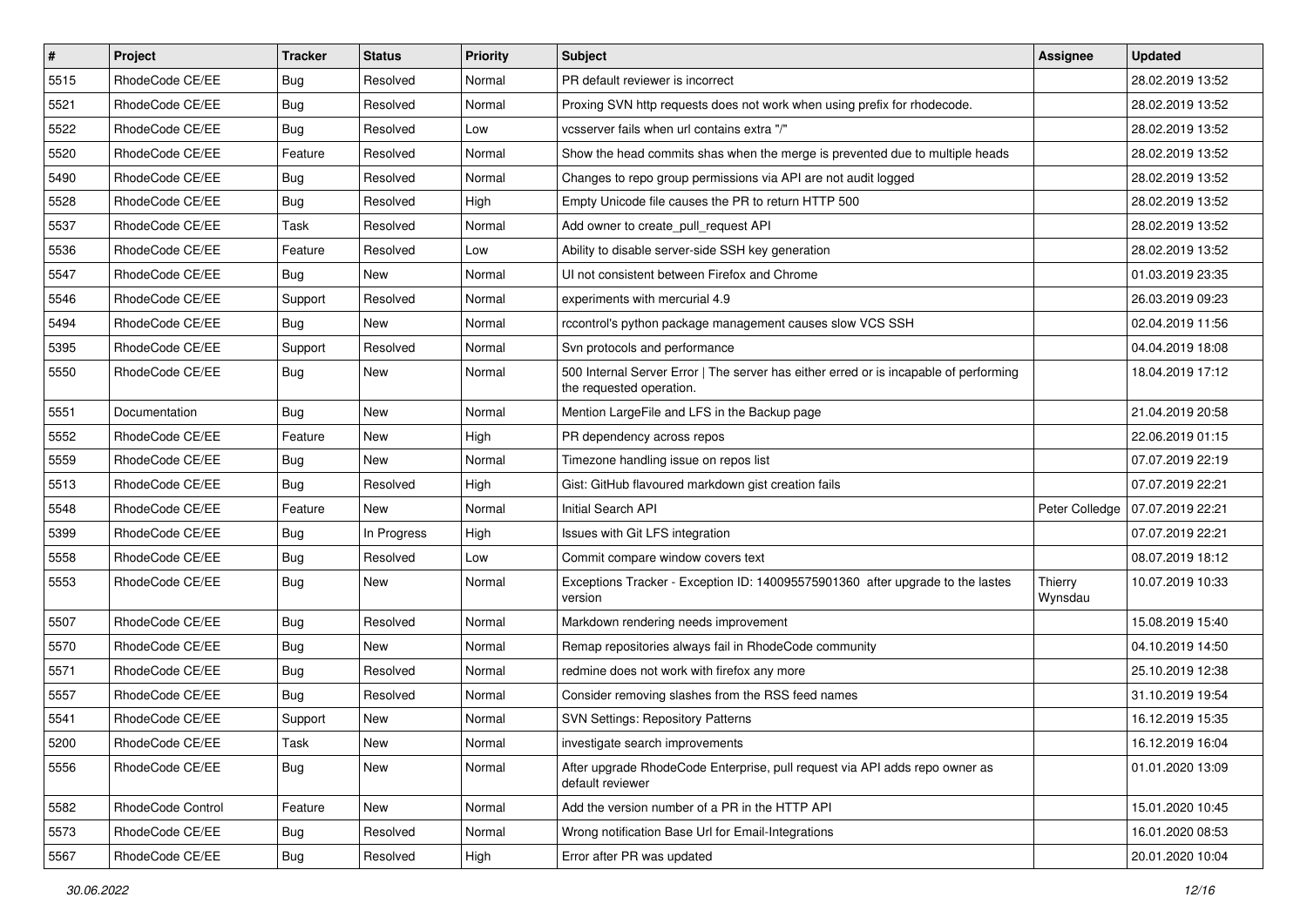| # | Project | Tracker | Status | Priority | Subject | Assignee | Updated |
|---|---|---|---|---|---|---|---|
| 5515 | RhodeCode CE/EE | Bug | Resolved | Normal | PR default reviewer is incorrect | | 28.02.2019 13:52 |
| 5521 | RhodeCode CE/EE | Bug | Resolved | Normal | Proxing SVN http requests does not work when using prefix for rhodecode. | | 28.02.2019 13:52 |
| 5522 | RhodeCode CE/EE | Bug | Resolved | Low | vcsserver fails when url contains extra "/" | | 28.02.2019 13:52 |
| 5520 | RhodeCode CE/EE | Feature | Resolved | Normal | Show the head commits shas when the merge is prevented due to multiple heads | | 28.02.2019 13:52 |
| 5490 | RhodeCode CE/EE | Bug | Resolved | Normal | Changes to repo group permissions via API are not audit logged | | 28.02.2019 13:52 |
| 5528 | RhodeCode CE/EE | Bug | Resolved | High | Empty Unicode file causes the PR to return HTTP 500 | | 28.02.2019 13:52 |
| 5537 | RhodeCode CE/EE | Task | Resolved | Normal | Add owner to create_pull_request API | | 28.02.2019 13:52 |
| 5536 | RhodeCode CE/EE | Feature | Resolved | Low | Ability to disable server-side SSH key generation | | 28.02.2019 13:52 |
| 5547 | RhodeCode CE/EE | Bug | New | Normal | UI not consistent between Firefox and Chrome | | 01.03.2019 23:35 |
| 5546 | RhodeCode CE/EE | Support | Resolved | Normal | experiments with mercurial 4.9 | | 26.03.2019 09:23 |
| 5494 | RhodeCode CE/EE | Bug | New | Normal | rccontrol's python package management causes slow VCS SSH | | 02.04.2019 11:56 |
| 5395 | RhodeCode CE/EE | Support | Resolved | Normal | Svn protocols and performance | | 04.04.2019 18:08 |
| 5550 | RhodeCode CE/EE | Bug | New | Normal | 500 Internal Server Error \| The server has either erred or is incapable of performing the requested operation. | | 18.04.2019 17:12 |
| 5551 | Documentation | Bug | New | Normal | Mention LargeFile and LFS in the Backup page | | 21.04.2019 20:58 |
| 5552 | RhodeCode CE/EE | Feature | New | High | PR dependency across repos | | 22.06.2019 01:15 |
| 5559 | RhodeCode CE/EE | Bug | New | Normal | Timezone handling issue on repos list | | 07.07.2019 22:19 |
| 5513 | RhodeCode CE/EE | Bug | Resolved | High | Gist: GitHub flavoured markdown gist creation fails | | 07.07.2019 22:21 |
| 5548 | RhodeCode CE/EE | Feature | New | Normal | Initial Search API | Peter Colledge | 07.07.2019 22:21 |
| 5399 | RhodeCode CE/EE | Bug | In Progress | High | Issues with Git LFS integration | | 07.07.2019 22:21 |
| 5558 | RhodeCode CE/EE | Bug | Resolved | Low | Commit compare window covers text | | 08.07.2019 18:12 |
| 5553 | RhodeCode CE/EE | Bug | New | Normal | Exceptions Tracker - Exception ID: 140095575901360 after upgrade to the lastes version | Thierry Wynsdau | 10.07.2019 10:33 |
| 5507 | RhodeCode CE/EE | Bug | Resolved | Normal | Markdown rendering needs improvement | | 15.08.2019 15:40 |
| 5570 | RhodeCode CE/EE | Bug | New | Normal | Remap repositories always fail in RhodeCode community | | 04.10.2019 14:50 |
| 5571 | RhodeCode CE/EE | Bug | Resolved | Normal | redmine does not work with firefox any more | | 25.10.2019 12:38 |
| 5557 | RhodeCode CE/EE | Bug | Resolved | Normal | Consider removing slashes from the RSS feed names | | 31.10.2019 19:54 |
| 5541 | RhodeCode CE/EE | Support | New | Normal | SVN Settings: Repository Patterns | | 16.12.2019 15:35 |
| 5200 | RhodeCode CE/EE | Task | New | Normal | investigate search improvements | | 16.12.2019 16:04 |
| 5556 | RhodeCode CE/EE | Bug | New | Normal | After upgrade RhodeCode Enterprise, pull request via API adds repo owner as default reviewer | | 01.01.2020 13:09 |
| 5582 | RhodeCode Control | Feature | New | Normal | Add the version number of a PR in the HTTP API | | 15.01.2020 10:45 |
| 5573 | RhodeCode CE/EE | Bug | Resolved | Normal | Wrong notification Base Url for Email-Integrations | | 16.01.2020 08:53 |
| 5567 | RhodeCode CE/EE | Bug | Resolved | High | Error after PR was updated | | 20.01.2020 10:04 |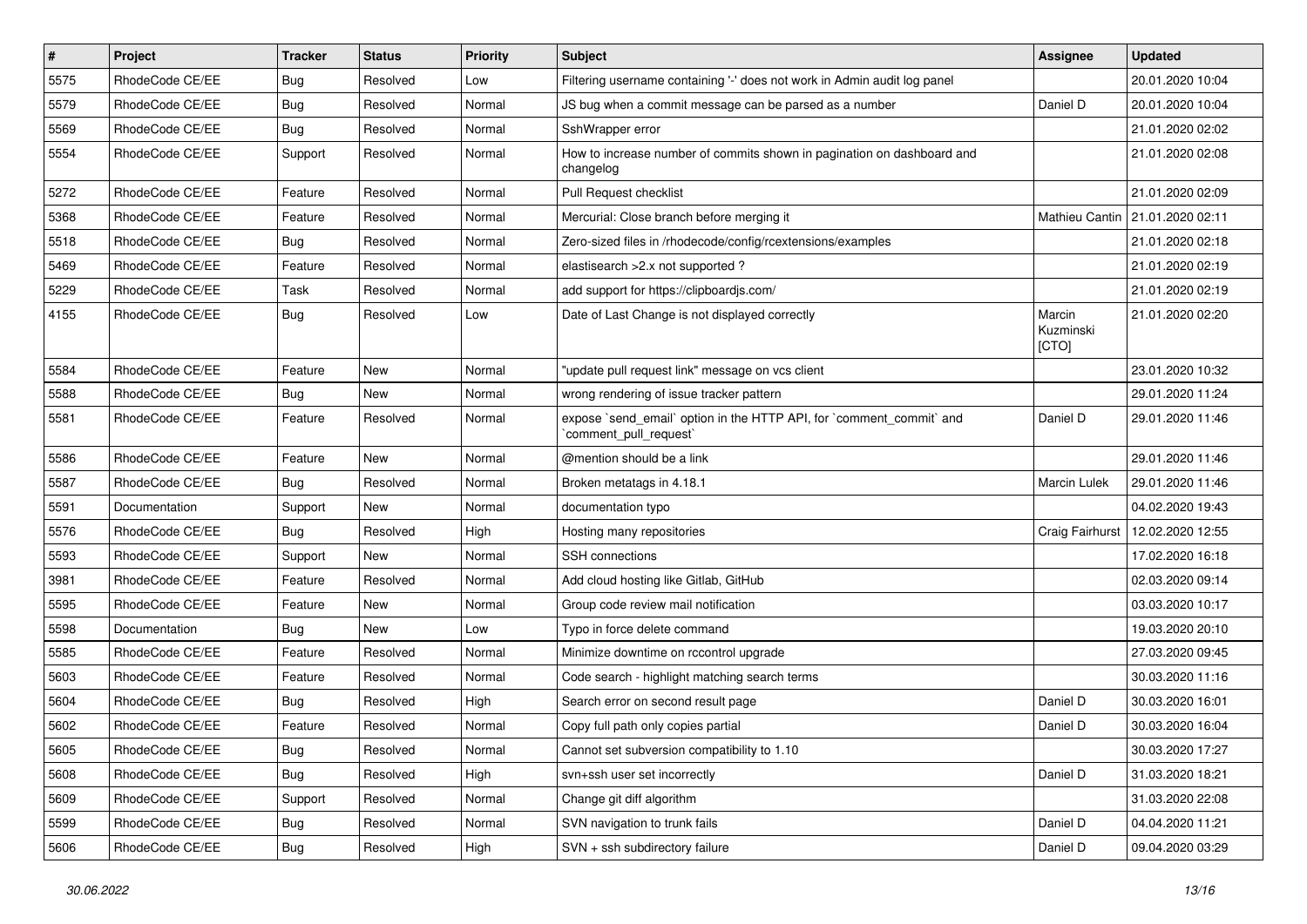| # | Project | Tracker | Status | Priority | Subject | Assignee | Updated |
|---|---|---|---|---|---|---|---|
| 5575 | RhodeCode CE/EE | Bug | Resolved | Low | Filtering username containing '-' does not work in Admin audit log panel | | 20.01.2020 10:04 |
| 5579 | RhodeCode CE/EE | Bug | Resolved | Normal | JS bug when a commit message can be parsed as a number | Daniel D | 20.01.2020 10:04 |
| 5569 | RhodeCode CE/EE | Bug | Resolved | Normal | SshWrapper error | | 21.01.2020 02:02 |
| 5554 | RhodeCode CE/EE | Support | Resolved | Normal | How to increase number of commits shown in pagination on dashboard and changelog | | 21.01.2020 02:08 |
| 5272 | RhodeCode CE/EE | Feature | Resolved | Normal | Pull Request checklist | | 21.01.2020 02:09 |
| 5368 | RhodeCode CE/EE | Feature | Resolved | Normal | Mercurial: Close branch before merging it | Mathieu Cantin | 21.01.2020 02:11 |
| 5518 | RhodeCode CE/EE | Bug | Resolved | Normal | Zero-sized files in /rhodecode/config/rcextensions/examples | | 21.01.2020 02:18 |
| 5469 | RhodeCode CE/EE | Feature | Resolved | Normal | elastisearch >2.x not supported ? | | 21.01.2020 02:19 |
| 5229 | RhodeCode CE/EE | Task | Resolved | Normal | add support for https://clipboardjs.com/ | | 21.01.2020 02:19 |
| 4155 | RhodeCode CE/EE | Bug | Resolved | Low | Date of Last Change is not displayed correctly | Marcin Kuzminski [CTO] | 21.01.2020 02:20 |
| 5584 | RhodeCode CE/EE | Feature | New | Normal | "update pull request link" message on vcs client | | 23.01.2020 10:32 |
| 5588 | RhodeCode CE/EE | Bug | New | Normal | wrong rendering of issue tracker pattern | | 29.01.2020 11:24 |
| 5581 | RhodeCode CE/EE | Feature | Resolved | Normal | expose `send_email` option in the HTTP API, for `comment_commit` and `comment_pull_request` | Daniel D | 29.01.2020 11:46 |
| 5586 | RhodeCode CE/EE | Feature | New | Normal | @mention should be a link | | 29.01.2020 11:46 |
| 5587 | RhodeCode CE/EE | Bug | Resolved | Normal | Broken metatags in 4.18.1 | Marcin Lulek | 29.01.2020 11:46 |
| 5591 | Documentation | Support | New | Normal | documentation typo | | 04.02.2020 19:43 |
| 5576 | RhodeCode CE/EE | Bug | Resolved | High | Hosting many repositories | Craig Fairhurst | 12.02.2020 12:55 |
| 5593 | RhodeCode CE/EE | Support | New | Normal | SSH connections | | 17.02.2020 16:18 |
| 3981 | RhodeCode CE/EE | Feature | Resolved | Normal | Add cloud hosting like Gitlab, GitHub | | 02.03.2020 09:14 |
| 5595 | RhodeCode CE/EE | Feature | New | Normal | Group code review mail notification | | 03.03.2020 10:17 |
| 5598 | Documentation | Bug | New | Low | Typo in force delete command | | 19.03.2020 20:10 |
| 5585 | RhodeCode CE/EE | Feature | Resolved | Normal | Minimize downtime on rccontrol upgrade | | 27.03.2020 09:45 |
| 5603 | RhodeCode CE/EE | Feature | Resolved | Normal | Code search - highlight matching search terms | | 30.03.2020 11:16 |
| 5604 | RhodeCode CE/EE | Bug | Resolved | High | Search error on second result page | Daniel D | 30.03.2020 16:01 |
| 5602 | RhodeCode CE/EE | Feature | Resolved | Normal | Copy full path only copies partial | Daniel D | 30.03.2020 16:04 |
| 5605 | RhodeCode CE/EE | Bug | Resolved | Normal | Cannot set subversion compatibility to 1.10 | | 30.03.2020 17:27 |
| 5608 | RhodeCode CE/EE | Bug | Resolved | High | svn+ssh user set incorrectly | Daniel D | 31.03.2020 18:21 |
| 5609 | RhodeCode CE/EE | Support | Resolved | Normal | Change git diff algorithm | | 31.03.2020 22:08 |
| 5599 | RhodeCode CE/EE | Bug | Resolved | Normal | SVN navigation to trunk fails | Daniel D | 04.04.2020 11:21 |
| 5606 | RhodeCode CE/EE | Bug | Resolved | High | SVN + ssh subdirectory failure | Daniel D | 09.04.2020 03:29 |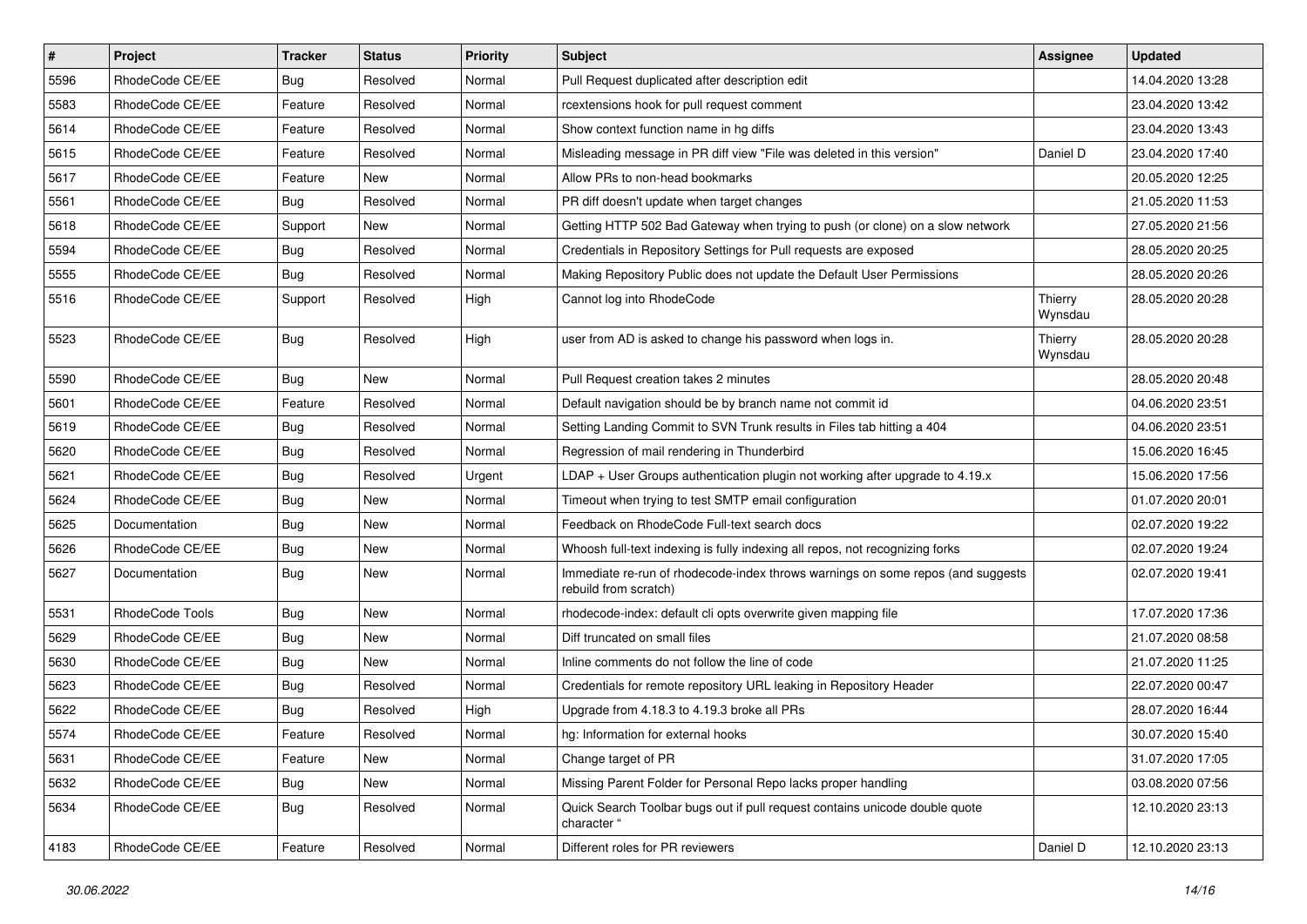| # | Project | Tracker | Status | Priority | Subject | Assignee | Updated |
|---|---|---|---|---|---|---|---|
| 5596 | RhodeCode CE/EE | Bug | Resolved | Normal | Pull Request duplicated after description edit | | 14.04.2020 13:28 |
| 5583 | RhodeCode CE/EE | Feature | Resolved | Normal | rcextensions hook for pull request comment | | 23.04.2020 13:42 |
| 5614 | RhodeCode CE/EE | Feature | Resolved | Normal | Show context function name in hg diffs | | 23.04.2020 13:43 |
| 5615 | RhodeCode CE/EE | Feature | Resolved | Normal | Misleading message in PR diff view "File was deleted in this version" | Daniel D | 23.04.2020 17:40 |
| 5617 | RhodeCode CE/EE | Feature | New | Normal | Allow PRs to non-head bookmarks | | 20.05.2020 12:25 |
| 5561 | RhodeCode CE/EE | Bug | Resolved | Normal | PR diff doesn't update when target changes | | 21.05.2020 11:53 |
| 5618 | RhodeCode CE/EE | Support | New | Normal | Getting HTTP 502 Bad Gateway when trying to push (or clone) on a slow network | | 27.05.2020 21:56 |
| 5594 | RhodeCode CE/EE | Bug | Resolved | Normal | Credentials in Repository Settings for Pull requests are exposed | | 28.05.2020 20:25 |
| 5555 | RhodeCode CE/EE | Bug | Resolved | Normal | Making Repository Public does not update the Default User Permissions | | 28.05.2020 20:26 |
| 5516 | RhodeCode CE/EE | Support | Resolved | High | Cannot log into RhodeCode | Thierry Wynsdau | 28.05.2020 20:28 |
| 5523 | RhodeCode CE/EE | Bug | Resolved | High | user from AD is asked to change his password when logs in. | Thierry Wynsdau | 28.05.2020 20:28 |
| 5590 | RhodeCode CE/EE | Bug | New | Normal | Pull Request creation takes 2 minutes | | 28.05.2020 20:48 |
| 5601 | RhodeCode CE/EE | Feature | Resolved | Normal | Default navigation should be by branch name not commit id | | 04.06.2020 23:51 |
| 5619 | RhodeCode CE/EE | Bug | Resolved | Normal | Setting Landing Commit to SVN Trunk results in Files tab hitting a 404 | | 04.06.2020 23:51 |
| 5620 | RhodeCode CE/EE | Bug | Resolved | Normal | Regression of mail rendering in Thunderbird | | 15.06.2020 16:45 |
| 5621 | RhodeCode CE/EE | Bug | Resolved | Urgent | LDAP + User Groups authentication plugin not working after upgrade to 4.19.x | | 15.06.2020 17:56 |
| 5624 | RhodeCode CE/EE | Bug | New | Normal | Timeout when trying to test SMTP email configuration | | 01.07.2020 20:01 |
| 5625 | Documentation | Bug | New | Normal | Feedback on RhodeCode Full-text search docs | | 02.07.2020 19:22 |
| 5626 | RhodeCode CE/EE | Bug | New | Normal | Whoosh full-text indexing is fully indexing all repos, not recognizing forks | | 02.07.2020 19:24 |
| 5627 | Documentation | Bug | New | Normal | Immediate re-run of rhodecode-index throws warnings on some repos (and suggests rebuild from scratch) | | 02.07.2020 19:41 |
| 5531 | RhodeCode Tools | Bug | New | Normal | rhodecode-index: default cli opts overwrite given mapping file | | 17.07.2020 17:36 |
| 5629 | RhodeCode CE/EE | Bug | New | Normal | Diff truncated on small files | | 21.07.2020 08:58 |
| 5630 | RhodeCode CE/EE | Bug | New | Normal | Inline comments do not follow the line of code | | 21.07.2020 11:25 |
| 5623 | RhodeCode CE/EE | Bug | Resolved | Normal | Credentials for remote repository URL leaking in Repository Header | | 22.07.2020 00:47 |
| 5622 | RhodeCode CE/EE | Bug | Resolved | High | Upgrade from 4.18.3 to 4.19.3 broke all PRs | | 28.07.2020 16:44 |
| 5574 | RhodeCode CE/EE | Feature | Resolved | Normal | hg: Information for external hooks | | 30.07.2020 15:40 |
| 5631 | RhodeCode CE/EE | Feature | New | Normal | Change target of PR | | 31.07.2020 17:05 |
| 5632 | RhodeCode CE/EE | Bug | New | Normal | Missing Parent Folder for Personal Repo lacks proper handling | | 03.08.2020 07:56 |
| 5634 | RhodeCode CE/EE | Bug | Resolved | Normal | Quick Search Toolbar bugs out if pull request contains unicode double quote character " | | 12.10.2020 23:13 |
| 4183 | RhodeCode CE/EE | Feature | Resolved | Normal | Different roles for PR reviewers | Daniel D | 12.10.2020 23:13 |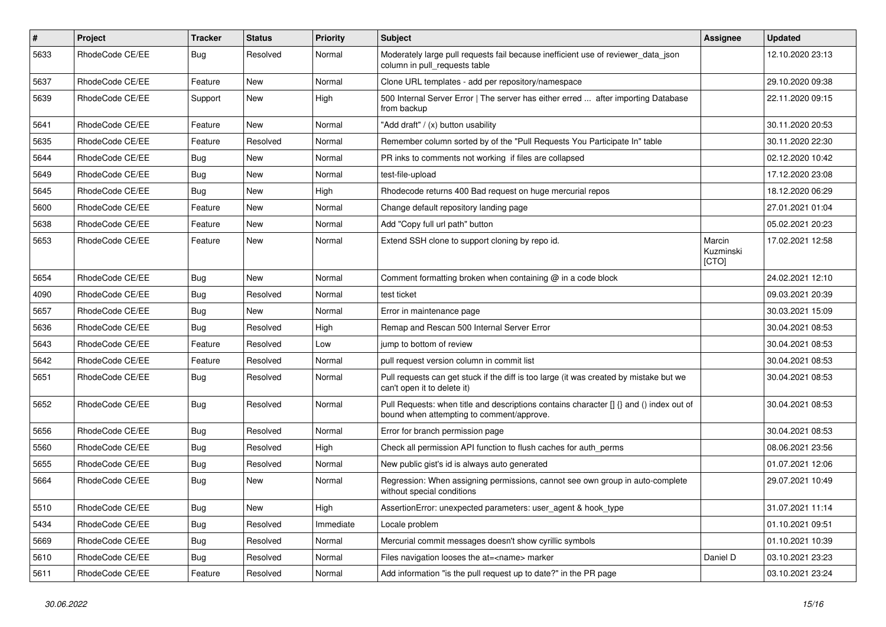| # | Project | Tracker | Status | Priority | Subject | Assignee | Updated |
|---|---|---|---|---|---|---|---|
| 5633 | RhodeCode CE/EE | Bug | Resolved | Normal | Moderately large pull requests fail because inefficient use of reviewer_data_json column in pull_requests table | | 12.10.2020 23:13 |
| 5637 | RhodeCode CE/EE | Feature | New | Normal | Clone URL templates - add per repository/namespace | | 29.10.2020 09:38 |
| 5639 | RhodeCode CE/EE | Support | New | High | 500 Internal Server Error \| The server has either erred ... after importing Database from backup | | 22.11.2020 09:15 |
| 5641 | RhodeCode CE/EE | Feature | New | Normal | "Add draft" / (x) button usability | | 30.11.2020 20:53 |
| 5635 | RhodeCode CE/EE | Feature | Resolved | Normal | Remember column sorted by of the "Pull Requests You Participate In" table | | 30.11.2020 22:30 |
| 5644 | RhodeCode CE/EE | Bug | New | Normal | PR inks to comments not working if files are collapsed | | 02.12.2020 10:42 |
| 5649 | RhodeCode CE/EE | Bug | New | Normal | test-file-upload | | 17.12.2020 23:08 |
| 5645 | RhodeCode CE/EE | Bug | New | High | Rhodecode returns 400 Bad request on huge mercurial repos | | 18.12.2020 06:29 |
| 5600 | RhodeCode CE/EE | Feature | New | Normal | Change default repository landing page | | 27.01.2021 01:04 |
| 5638 | RhodeCode CE/EE | Feature | New | Normal | Add "Copy full url path" button | | 05.02.2021 20:23 |
| 5653 | RhodeCode CE/EE | Feature | New | Normal | Extend SSH clone to support cloning by repo id. | Marcin Kuzminski [CTO] | 17.02.2021 12:58 |
| 5654 | RhodeCode CE/EE | Bug | New | Normal | Comment formatting broken when containing @ in a code block | | 24.02.2021 12:10 |
| 4090 | RhodeCode CE/EE | Bug | Resolved | Normal | test ticket | | 09.03.2021 20:39 |
| 5657 | RhodeCode CE/EE | Bug | New | Normal | Error in maintenance page | | 30.03.2021 15:09 |
| 5636 | RhodeCode CE/EE | Bug | Resolved | High | Remap and Rescan 500 Internal Server Error | | 30.04.2021 08:53 |
| 5643 | RhodeCode CE/EE | Feature | Resolved | Low | jump to bottom of review | | 30.04.2021 08:53 |
| 5642 | RhodeCode CE/EE | Feature | Resolved | Normal | pull request version column in commit list | | 30.04.2021 08:53 |
| 5651 | RhodeCode CE/EE | Bug | Resolved | Normal | Pull requests can get stuck if the diff is too large (it was created by mistake but we can't open it to delete it) | | 30.04.2021 08:53 |
| 5652 | RhodeCode CE/EE | Bug | Resolved | Normal | Pull Requests: when title and descriptions contains character [] {} and () index out of bound when attempting to comment/approve. | | 30.04.2021 08:53 |
| 5656 | RhodeCode CE/EE | Bug | Resolved | Normal | Error for branch permission page | | 30.04.2021 08:53 |
| 5560 | RhodeCode CE/EE | Bug | Resolved | High | Check all permission API function to flush caches for auth_perms | | 08.06.2021 23:56 |
| 5655 | RhodeCode CE/EE | Bug | Resolved | Normal | New public gist's id is always auto generated | | 01.07.2021 12:06 |
| 5664 | RhodeCode CE/EE | Bug | New | Normal | Regression: When assigning permissions, cannot see own group in auto-complete without special conditions | | 29.07.2021 10:49 |
| 5510 | RhodeCode CE/EE | Bug | New | High | AssertionError: unexpected parameters: user_agent & hook_type | | 31.07.2021 11:14 |
| 5434 | RhodeCode CE/EE | Bug | Resolved | Immediate | Locale problem | | 01.10.2021 09:51 |
| 5669 | RhodeCode CE/EE | Bug | Resolved | Normal | Mercurial commit messages doesn't show cyrillic symbols | | 01.10.2021 10:39 |
| 5610 | RhodeCode CE/EE | Bug | Resolved | Normal | Files navigation looses the at=<name> marker | Daniel D | 03.10.2021 23:23 |
| 5611 | RhodeCode CE/EE | Feature | Resolved | Normal | Add information "is the pull request up to date?" in the PR page | | 03.10.2021 23:24 |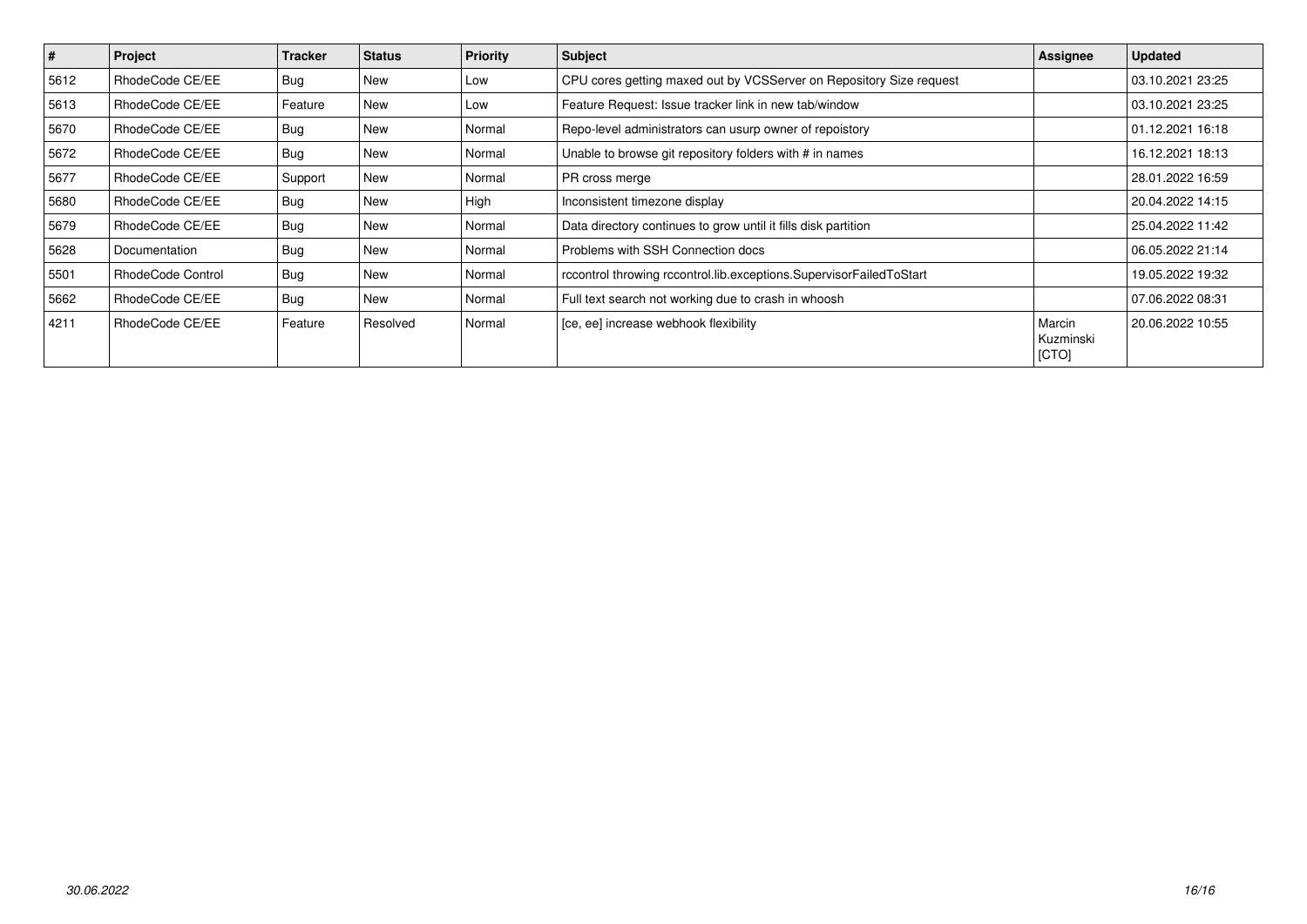| # | Project | Tracker | Status | Priority | Subject | Assignee | Updated |
|---|---|---|---|---|---|---|---|
| 5612 | RhodeCode CE/EE | Bug | New | Low | CPU cores getting maxed out by VCSServer on Repository Size request | | 03.10.2021 23:25 |
| 5613 | RhodeCode CE/EE | Feature | New | Low | Feature Request: Issue tracker link in new tab/window | | 03.10.2021 23:25 |
| 5670 | RhodeCode CE/EE | Bug | New | Normal | Repo-level administrators can usurp owner of repoistory | | 01.12.2021 16:18 |
| 5672 | RhodeCode CE/EE | Bug | New | Normal | Unable to browse git repository folders with # in names | | 16.12.2021 18:13 |
| 5677 | RhodeCode CE/EE | Support | New | Normal | PR cross merge | | 28.01.2022 16:59 |
| 5680 | RhodeCode CE/EE | Bug | New | High | Inconsistent timezone display | | 20.04.2022 14:15 |
| 5679 | RhodeCode CE/EE | Bug | New | Normal | Data directory continues to grow until it fills disk partition | | 25.04.2022 11:42 |
| 5628 | Documentation | Bug | New | Normal | Problems with SSH Connection docs | | 06.05.2022 21:14 |
| 5501 | RhodeCode Control | Bug | New | Normal | rccontrol throwing rccontrol.lib.exceptions.SupervisorFailedToStart | | 19.05.2022 19:32 |
| 5662 | RhodeCode CE/EE | Bug | New | Normal | Full text search not working due to crash in whoosh | | 07.06.2022 08:31 |
| 4211 | RhodeCode CE/EE | Feature | Resolved | Normal | [ce, ee] increase webhook flexibility | Marcin Kuzminski [CTO] | 20.06.2022 10:55 |

*30.06.2022*